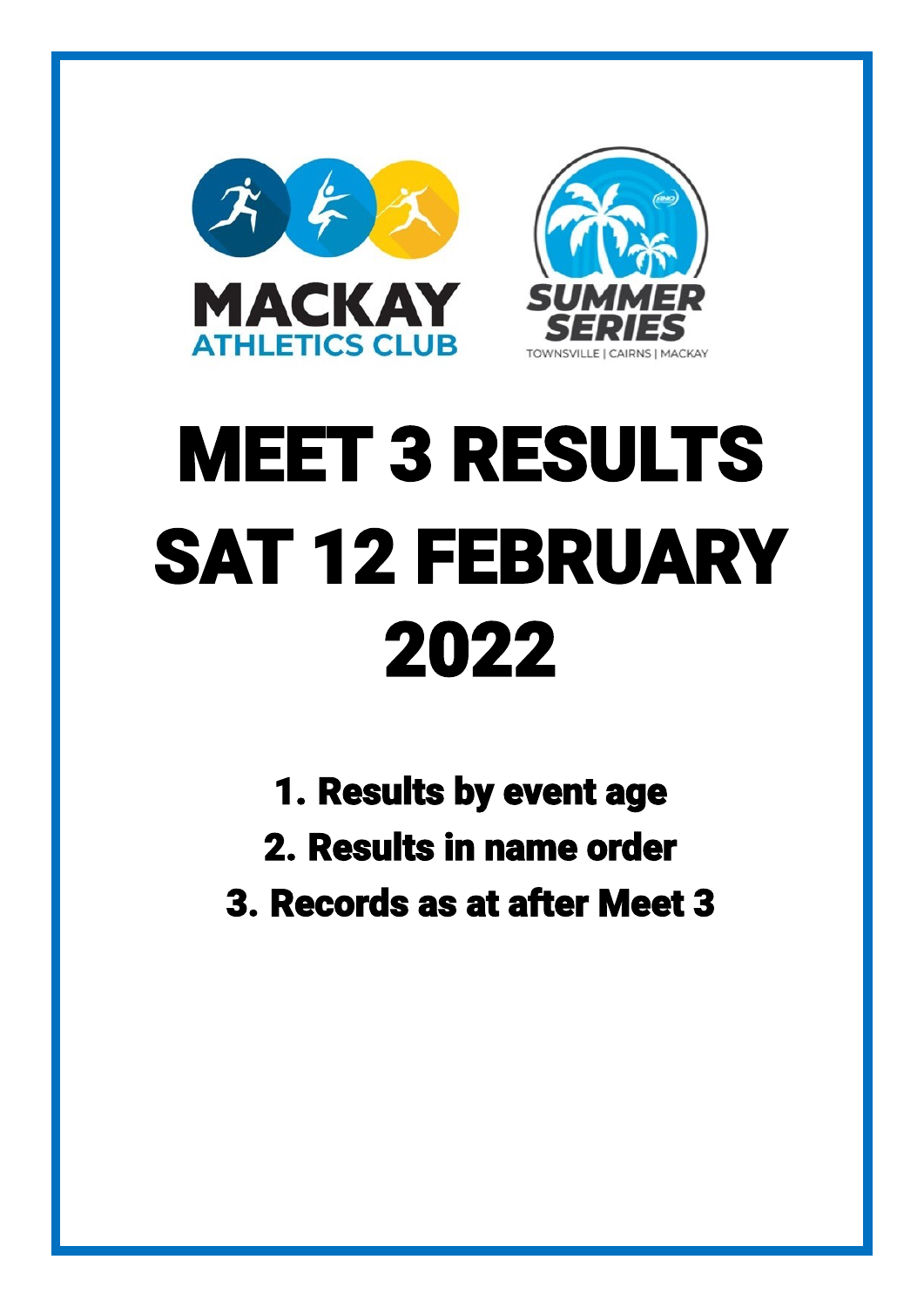MACKAY ATHLETICS CLUB

SUMMER SERIES

TOWNSVILLE | CAIRNS | MACKAY

# MEET 3 RESULTS SAT 12 FEBRUARY 2022

1. Results by event age
2. Results in name order
3. Records as at after Meet 3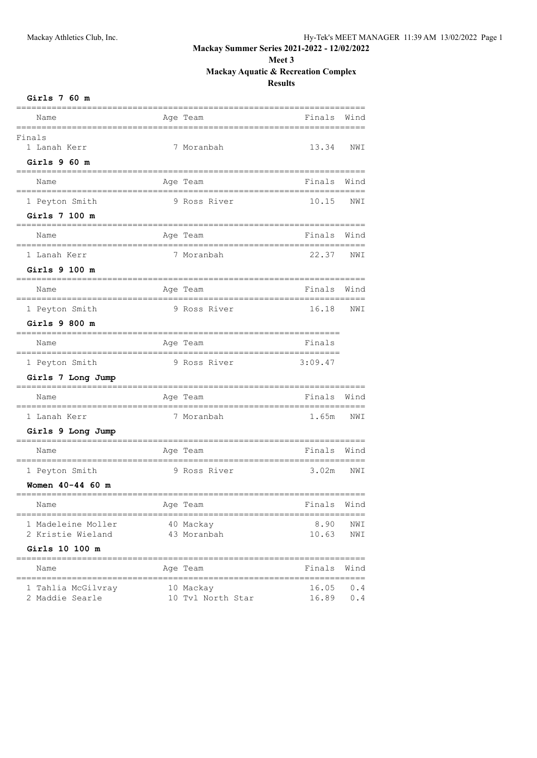# Mackay Summer Series 2021-2022 - 12/02/2022

## Meet 3

## Mackay Aquatic & Recreation Complex

## Results

### Girls 7 60 m

Finals

| Name | Age | Team | Finals | Wind |
|---|---|---|---|---|
| 1 Lanah Kerr | 7 | Moranbah | 13.34 | NWI |

### Girls 9 60 m

| Name | Age | Team | Finals | Wind |
|---|---|---|---|---|
| 1 Peyton Smith | 9 | Ross River | 10.15 | NWI |

### Girls 7 100 m

| Name | Age | Team | Finals | Wind |
|---|---|---|---|---|
| 1 Lanah Kerr | 7 | Moranbah | 22.37 | NWI |

### Girls 9 100 m

| Name | Age | Team | Finals | Wind |
|---|---|---|---|---|
| 1 Peyton Smith | 9 | Ross River | 16.18 | NWI |

### Girls 9 800 m

| Name | Age | Team | Finals |
|---|---|---|---|
| 1 Peyton Smith | 9 | Ross River | 3:09.47 |

### Girls 7 Long Jump

| Name | Age | Team | Finals | Wind |
|---|---|---|---|---|
| 1 Lanah Kerr | 7 | Moranbah | 1.65m | NWI |

### Girls 9 Long Jump

| Name | Age | Team | Finals | Wind |
|---|---|---|---|---|
| 1 Peyton Smith | 9 | Ross River | 3.02m | NWI |

### Women 40-44 60 m

| Name | Age | Team | Finals | Wind |
|---|---|---|---|---|
| 1 Madeleine Moller | 40 | Mackay | 8.90 | NWI |
| 2 Kristie Wieland | 43 | Moranbah | 10.63 | NWI |

### Girls 10 100 m

| Name | Age | Team | Finals | Wind |
|---|---|---|---|---|
| 1 Tahlia McGilvray | 10 | Mackay | 16.05 | 0.4 |
| 2 Maddie Searle | 10 | Tvl North Star | 16.89 | 0.4 |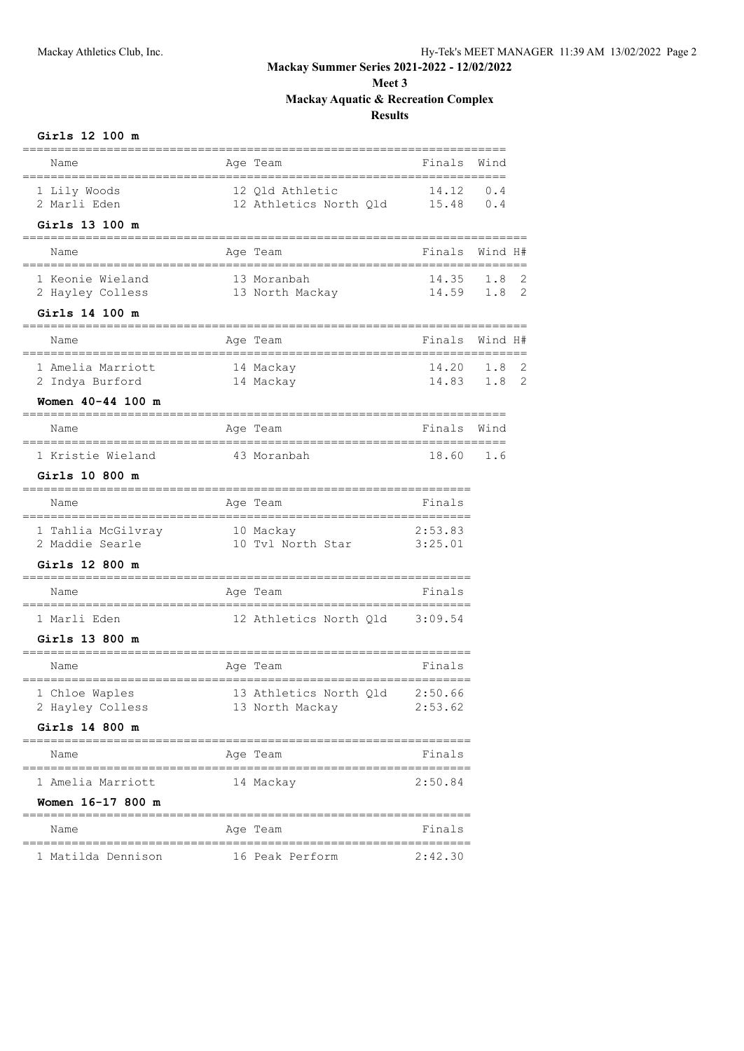# Mackay Summer Series 2021-2022 - 12/02/2022

## Meet 3

## Mackay Aquatic & Recreation Complex

## Results

### Girls 12 100 m

| Name | Age | Team | Finals | Wind |
|---|---|---|---|---|
| 1 Lily Woods | 12 | Qld Athletic | 14.12 | 0.4 |
| 2 Marli Eden | 12 | Athletics North Qld | 15.48 | 0.4 |

### Girls 13 100 m

| Name | Age | Team | Finals | Wind | H# |
|---|---|---|---|---|---|
| 1 Keonie Wieland | 13 | Moranbah | 14.35 | 1.8 | 2 |
| 2 Hayley Colless | 13 | North Mackay | 14.59 | 1.8 | 2 |

### Girls 14 100 m

| Name | Age | Team | Finals | Wind | H# |
|---|---|---|---|---|---|
| 1 Amelia Marriott | 14 | Mackay | 14.20 | 1.8 | 2 |
| 2 Indya Burford | 14 | Mackay | 14.83 | 1.8 | 2 |

### Women 40-44 100 m

| Name | Age | Team | Finals | Wind |
|---|---|---|---|---|
| 1 Kristie Wieland | 43 | Moranbah | 18.60 | 1.6 |

### Girls 10 800 m

| Name | Age | Team | Finals |
|---|---|---|---|
| 1 Tahlia McGilvray | 10 | Mackay | 2:53.83 |
| 2 Maddie Searle | 10 | Tvl North Star | 3:25.01 |

### Girls 12 800 m

| Name | Age | Team | Finals |
|---|---|---|---|
| 1 Marli Eden | 12 | Athletics North Qld | 3:09.54 |

### Girls 13 800 m

| Name | Age | Team | Finals |
|---|---|---|---|
| 1 Chloe Waples | 13 | Athletics North Qld | 2:50.66 |
| 2 Hayley Colless | 13 | North Mackay | 2:53.62 |

### Girls 14 800 m

| Name | Age | Team | Finals |
|---|---|---|---|
| 1 Amelia Marriott | 14 | Mackay | 2:50.84 |

### Women 16-17 800 m

| Name | Age | Team | Finals |
|---|---|---|---|
| 1 Matilda Dennison | 16 | Peak Perform | 2:42.30 |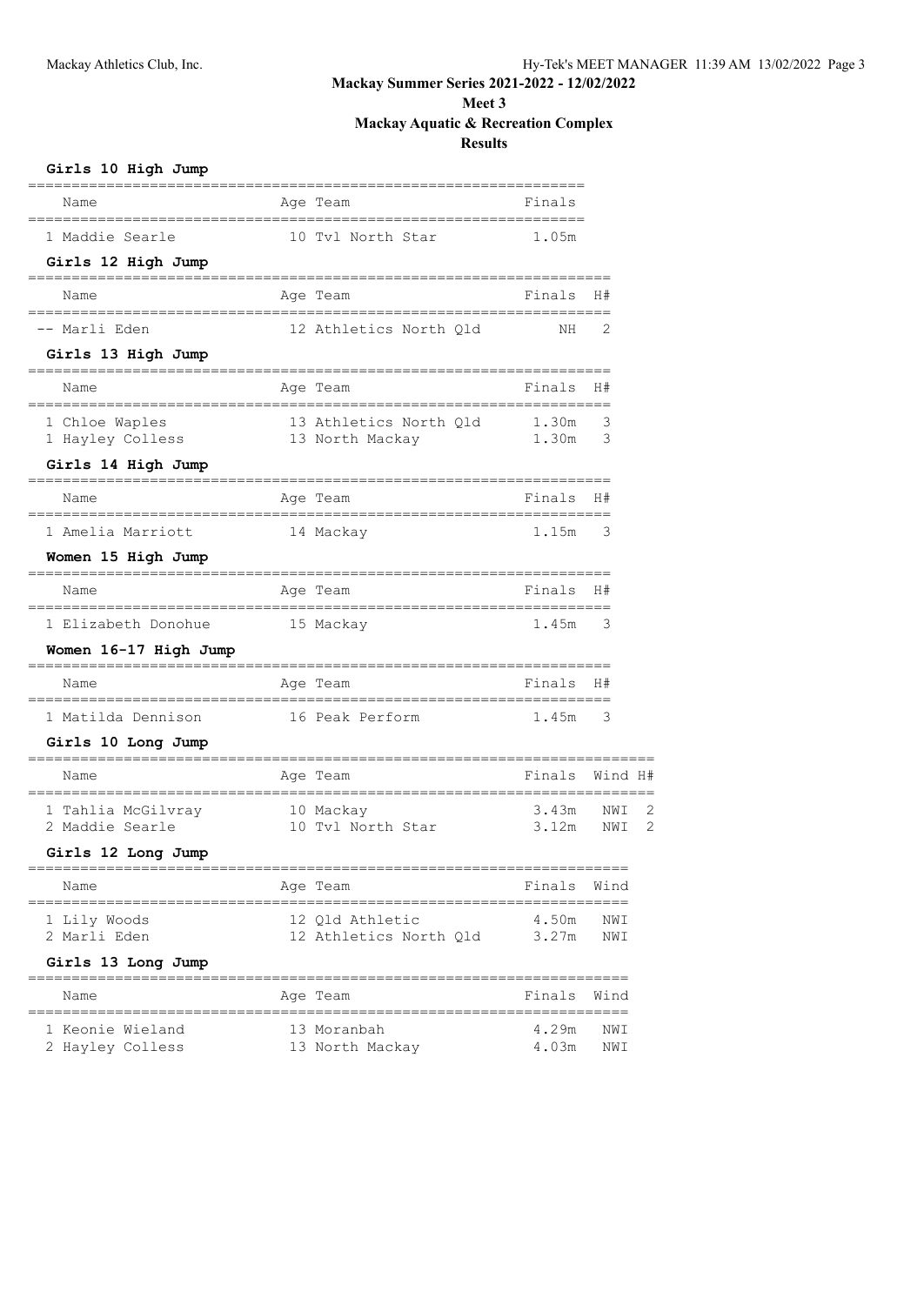# Mackay Summer Series 2021-2022 - 12/02/2022

## Meet 3

## Mackay Aquatic & Recreation Complex

## Results

### Girls 10 High Jump

| | Name | Age | Team | Finals |
|---|---|---|---|---|
| 1 | Maddie Searle | 10 | Tvl North Star | 1.05m |

### Girls 12 High Jump

| | Name | Age | Team | Finals | H# |
|---|---|---|---|---|---|
| -- | Marli Eden | 12 | Athletics North Qld | NH | 2 |

### Girls 13 High Jump

| | Name | Age | Team | Finals | H# |
|---|---|---|---|---|---|
| 1 | Chloe Waples | 13 | Athletics North Qld | 1.30m | 3 |
| 1 | Hayley Colless | 13 | North Mackay | 1.30m | 3 |

### Girls 14 High Jump

| | Name | Age | Team | Finals | H# |
|---|---|---|---|---|---|
| 1 | Amelia Marriott | 14 | Mackay | 1.15m | 3 |

### Women 15 High Jump

| | Name | Age | Team | Finals | H# |
|---|---|---|---|---|---|
| 1 | Elizabeth Donohue | 15 | Mackay | 1.45m | 3 |

### Women 16-17 High Jump

| | Name | Age | Team | Finals | H# |
|---|---|---|---|---|---|
| 1 | Matilda Dennison | 16 | Peak Perform | 1.45m | 3 |

### Girls 10 Long Jump

| | Name | Age | Team | Finals | Wind | H# |
|---|---|---|---|---|---|---|
| 1 | Tahlia McGilvray | 10 | Mackay | 3.43m | NWI | 2 |
| 2 | Maddie Searle | 10 | Tvl North Star | 3.12m | NWI | 2 |

### Girls 12 Long Jump

| | Name | Age | Team | Finals | Wind |
|---|---|---|---|---|---|
| 1 | Lily Woods | 12 | Qld Athletic | 4.50m | NWI |
| 2 | Marli Eden | 12 | Athletics North Qld | 3.27m | NWI |

### Girls 13 Long Jump

| | Name | Age | Team | Finals | Wind |
|---|---|---|---|---|---|
| 1 | Keonie Wieland | 13 | Moranbah | 4.29m | NWI |
| 2 | Hayley Colless | 13 | North Mackay | 4.03m | NWI |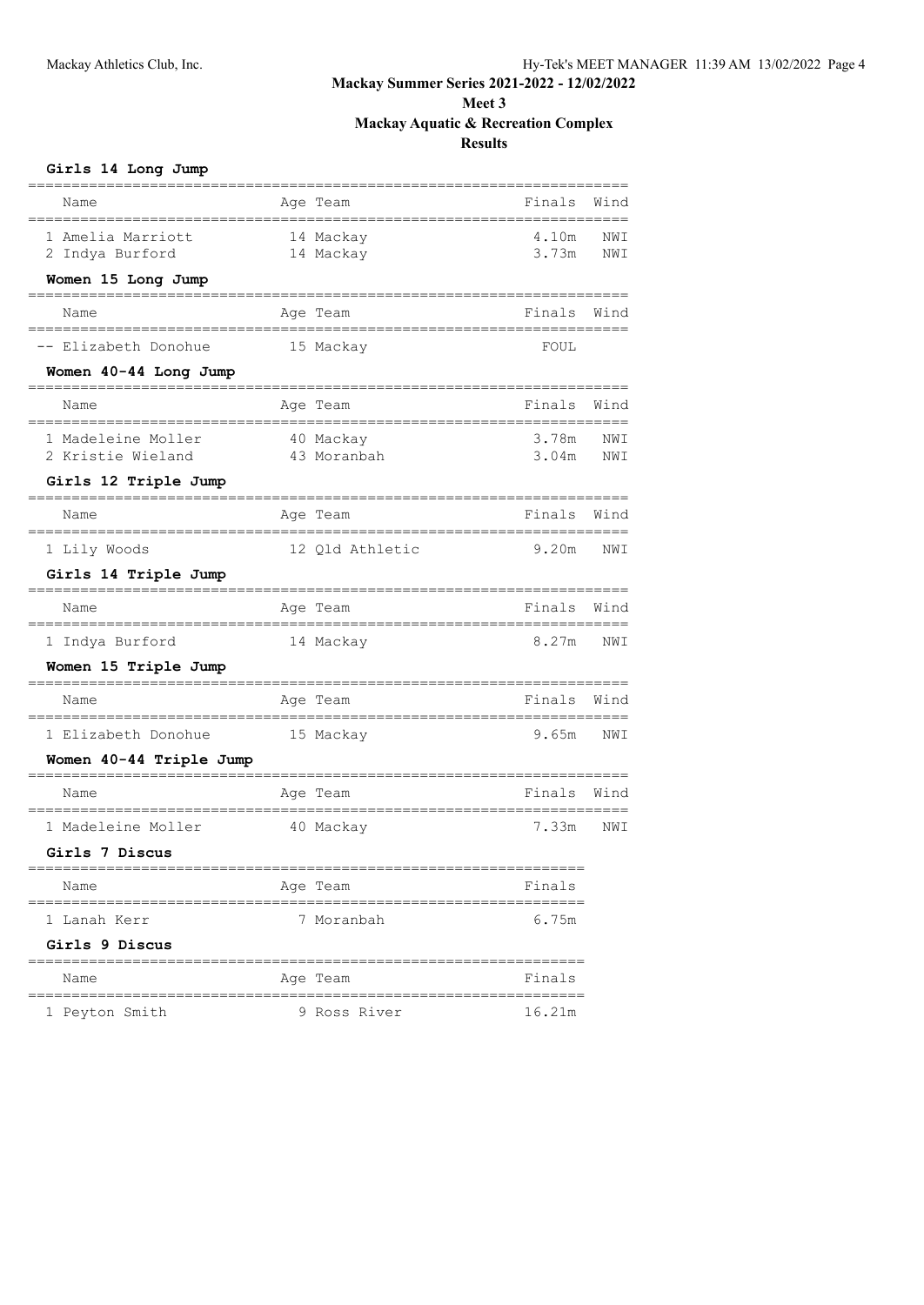# Mackay Summer Series 2021-2022 - 12/02/2022

## Meet 3

## Mackay Aquatic & Recreation Complex

## Results

### Girls 14 Long Jump

| Name | Age | Team | Finals | Wind |
|---|---|---|---|---|
| 1 Amelia Marriott | 14 | Mackay | 4.10m | NWI |
| 2 Indya Burford | 14 | Mackay | 3.73m | NWI |

### Women 15 Long Jump

| Name | Age | Team | Finals | Wind |
|---|---|---|---|---|
| -- Elizabeth Donohue | 15 | Mackay | FOUL | |

### Women 40-44 Long Jump

| Name | Age | Team | Finals | Wind |
|---|---|---|---|---|
| 1 Madeleine Moller | 40 | Mackay | 3.78m | NWI |
| 2 Kristie Wieland | 43 | Moranbah | 3.04m | NWI |

### Girls 12 Triple Jump

| Name | Age | Team | Finals | Wind |
|---|---|---|---|---|
| 1 Lily Woods | 12 | Qld Athletic | 9.20m | NWI |

### Girls 14 Triple Jump

| Name | Age | Team | Finals | Wind |
|---|---|---|---|---|
| 1 Indya Burford | 14 | Mackay | 8.27m | NWI |

### Women 15 Triple Jump

| Name | Age | Team | Finals | Wind |
|---|---|---|---|---|
| 1 Elizabeth Donohue | 15 | Mackay | 9.65m | NWI |

### Women 40-44 Triple Jump

| Name | Age | Team | Finals | Wind |
|---|---|---|---|---|
| 1 Madeleine Moller | 40 | Mackay | 7.33m | NWI |

### Girls 7 Discus

| Name | Age | Team | Finals |
|---|---|---|---|
| 1 Lanah Kerr | 7 | Moranbah | 6.75m |

### Girls 9 Discus

| Name | Age | Team | Finals |
|---|---|---|---|
| 1 Peyton Smith | 9 | Ross River | 16.21m |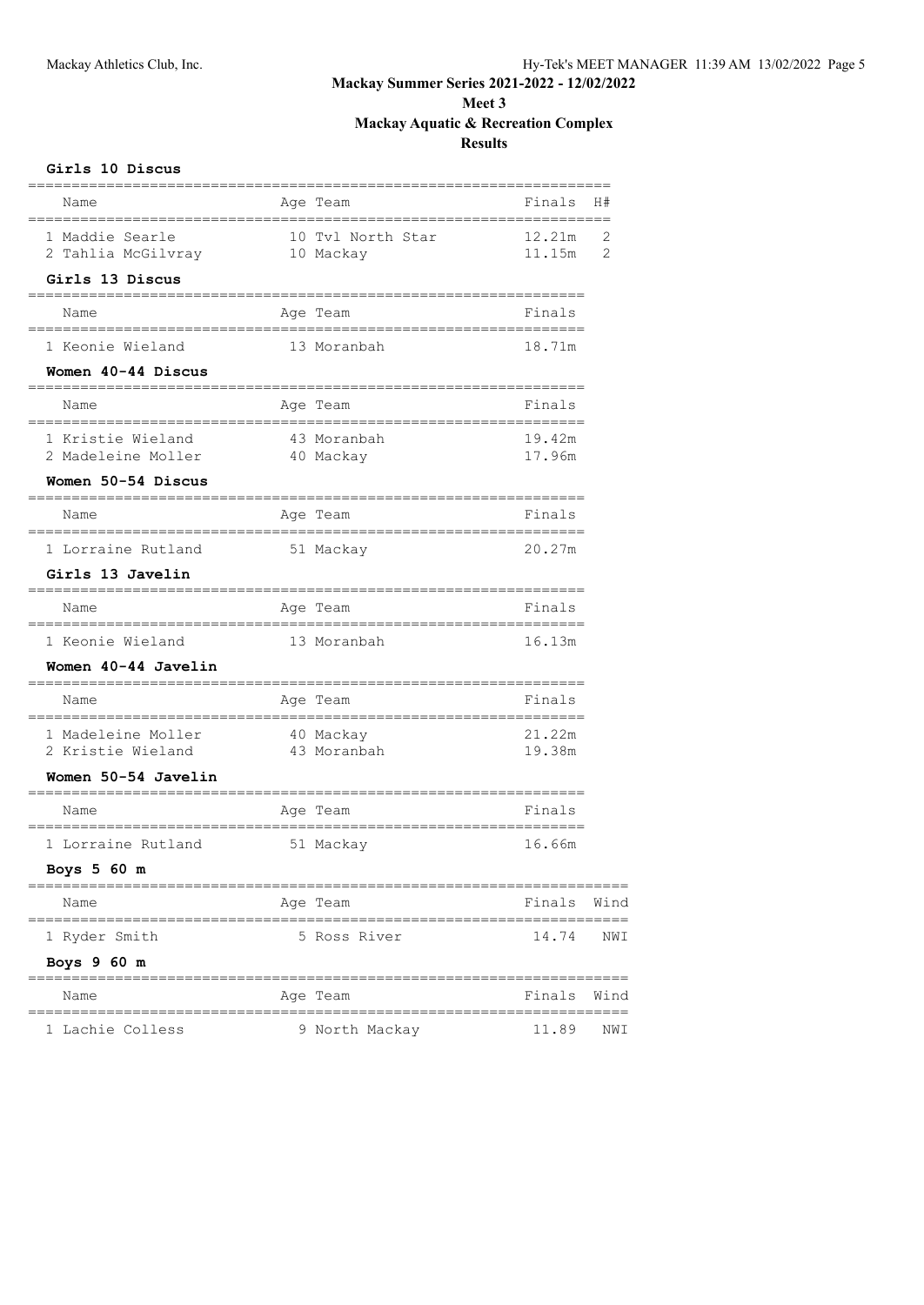**Mackay Summer Series 2021-2022 - 12/02/2022**

**Meet 3**

**Mackay Aquatic & Recreation Complex**

**Results**

### Girls 10 Discus

| Name | Age | Team | Finals | H# |
|---|---|---|---|---|
| 1 Maddie Searle | 10 | Tvl North Star | 12.21m | 2 |
| 2 Tahlia McGilvray | 10 | Mackay | 11.15m | 2 |

### Girls 13 Discus

| Name | Age | Team | Finals |
|---|---|---|---|
| 1 Keonie Wieland | 13 | Moranbah | 18.71m |

### Women 40-44 Discus

| Name | Age | Team | Finals |
|---|---|---|---|
| 1 Kristie Wieland | 43 | Moranbah | 19.42m |
| 2 Madeleine Moller | 40 | Mackay | 17.96m |

### Women 50-54 Discus

| Name | Age | Team | Finals |
|---|---|---|---|
| 1 Lorraine Rutland | 51 | Mackay | 20.27m |

### Girls 13 Javelin

| Name | Age | Team | Finals |
|---|---|---|---|
| 1 Keonie Wieland | 13 | Moranbah | 16.13m |

### Women 40-44 Javelin

| Name | Age | Team | Finals |
|---|---|---|---|
| 1 Madeleine Moller | 40 | Mackay | 21.22m |
| 2 Kristie Wieland | 43 | Moranbah | 19.38m |

### Women 50-54 Javelin

| Name | Age | Team | Finals |
|---|---|---|---|
| 1 Lorraine Rutland | 51 | Mackay | 16.66m |

### Boys 5 60 m

| Name | Age | Team | Finals | Wind |
|---|---|---|---|---|
| 1 Ryder Smith | 5 | Ross River | 14.74 | NWI |

### Boys 9 60 m

| Name | Age | Team | Finals | Wind |
|---|---|---|---|---|
| 1 Lachie Colless | 9 | North Mackay | 11.89 | NWI |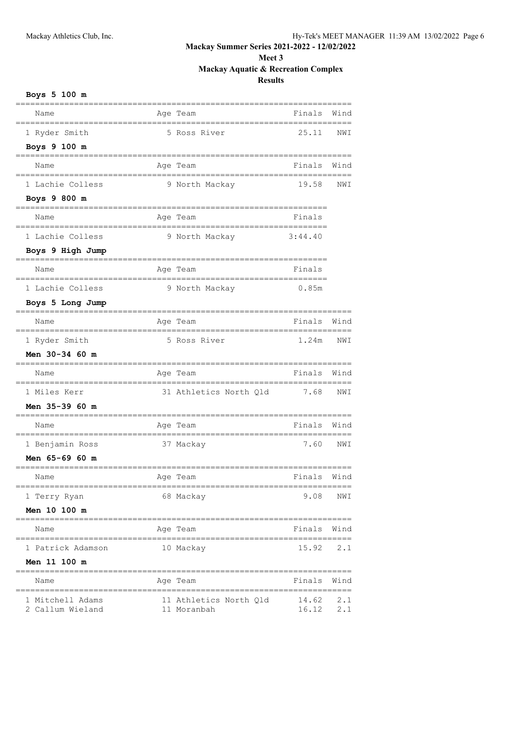# Mackay Summer Series 2021-2022 - 12/02/2022

## Meet 3

## Mackay Aquatic & Recreation Complex

## Results

### Boys 5 100 m

| Name | Age | Team | Finals | Wind |
|---|---|---|---|---|
| 1 Ryder Smith | 5 | Ross River | 25.11 | NWI |

### Boys 9 100 m

| Name | Age | Team | Finals | Wind |
|---|---|---|---|---|
| 1 Lachie Colless | 9 | North Mackay | 19.58 | NWI |

### Boys 9 800 m

| Name | Age | Team | Finals |
|---|---|---|---|
| 1 Lachie Colless | 9 | North Mackay | 3:44.40 |

### Boys 9 High Jump

| Name | Age | Team | Finals |
|---|---|---|---|
| 1 Lachie Colless | 9 | North Mackay | 0.85m |

### Boys 5 Long Jump

| Name | Age | Team | Finals | Wind |
|---|---|---|---|---|
| 1 Ryder Smith | 5 | Ross River | 1.24m | NWI |

### Men 30-34 60 m

| Name | Age | Team | Finals | Wind |
|---|---|---|---|---|
| 1 Miles Kerr | 31 | Athletics North Qld | 7.68 | NWI |

### Men 35-39 60 m

| Name | Age | Team | Finals | Wind |
|---|---|---|---|---|
| 1 Benjamin Ross | 37 | Mackay | 7.60 | NWI |

### Men 65-69 60 m

| Name | Age | Team | Finals | Wind |
|---|---|---|---|---|
| 1 Terry Ryan | 68 | Mackay | 9.08 | NWI |

### Men 10 100 m

| Name | Age | Team | Finals | Wind |
|---|---|---|---|---|
| 1 Patrick Adamson | 10 | Mackay | 15.92 | 2.1 |

### Men 11 100 m

| Name | Age | Team | Finals | Wind |
|---|---|---|---|---|
| 1 Mitchell Adams | 11 | Athletics North Qld | 14.62 | 2.1 |
| 2 Callum Wieland | 11 | Moranbah | 16.12 | 2.1 |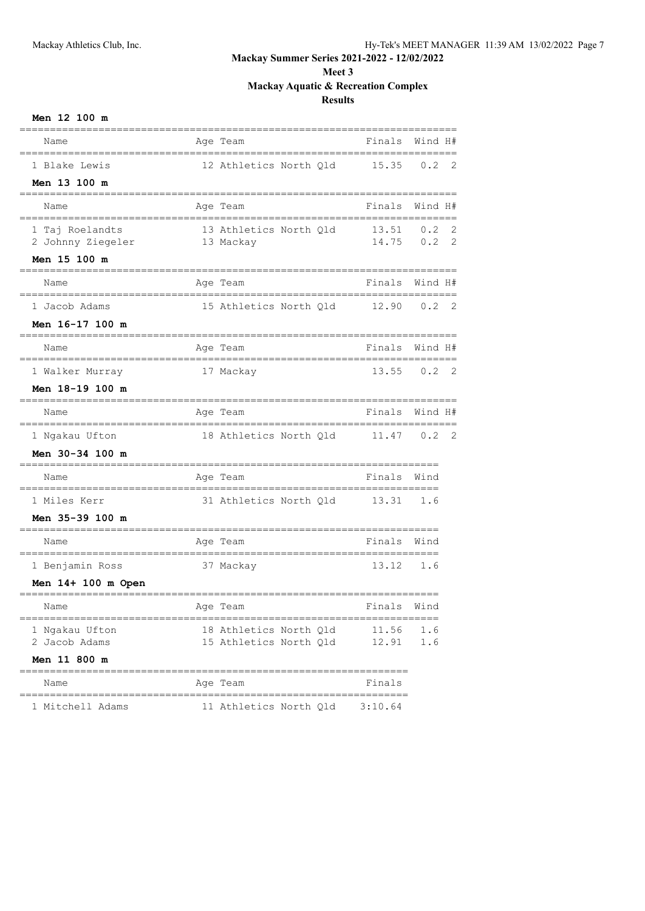**Mackay Summer Series 2021-2022 - 12/02/2022**

**Meet 3**

**Mackay Aquatic & Recreation Complex**

**Results**

### Men 12 100 m

| Name | Age | Team | Finals | Wind | H# |
|---|---|---|---|---|---|
| 1 Blake Lewis | 12 | Athletics North Qld | 15.35 | 0.2 | 2 |

### Men 13 100 m

| Name | Age | Team | Finals | Wind | H# |
|---|---|---|---|---|---|
| 1 Taj Roelandts | 13 | Athletics North Qld | 13.51 | 0.2 | 2 |
| 2 Johnny Ziegeler | 13 | Mackay | 14.75 | 0.2 | 2 |

### Men 15 100 m

| Name | Age | Team | Finals | Wind | H# |
|---|---|---|---|---|---|
| 1 Jacob Adams | 15 | Athletics North Qld | 12.90 | 0.2 | 2 |

### Men 16-17 100 m

| Name | Age | Team | Finals | Wind | H# |
|---|---|---|---|---|---|
| 1 Walker Murray | 17 | Mackay | 13.55 | 0.2 | 2 |

### Men 18-19 100 m

| Name | Age | Team | Finals | Wind | H# |
|---|---|---|---|---|---|
| 1 Ngakau Ufton | 18 | Athletics North Qld | 11.47 | 0.2 | 2 |

### Men 30-34 100 m

| Name | Age | Team | Finals | Wind |
|---|---|---|---|---|
| 1 Miles Kerr | 31 | Athletics North Qld | 13.31 | 1.6 |

### Men 35-39 100 m

| Name | Age | Team | Finals | Wind |
|---|---|---|---|---|
| 1 Benjamin Ross | 37 | Mackay | 13.12 | 1.6 |

### Men 14+ 100 m Open

| Name | Age | Team | Finals | Wind |
|---|---|---|---|---|
| 1 Ngakau Ufton | 18 | Athletics North Qld | 11.56 | 1.6 |
| 2 Jacob Adams | 15 | Athletics North Qld | 12.91 | 1.6 |

### Men 11 800 m

| Name | Age | Team | Finals |
|---|---|---|---|
| 1 Mitchell Adams | 11 | Athletics North Qld | 3:10.64 |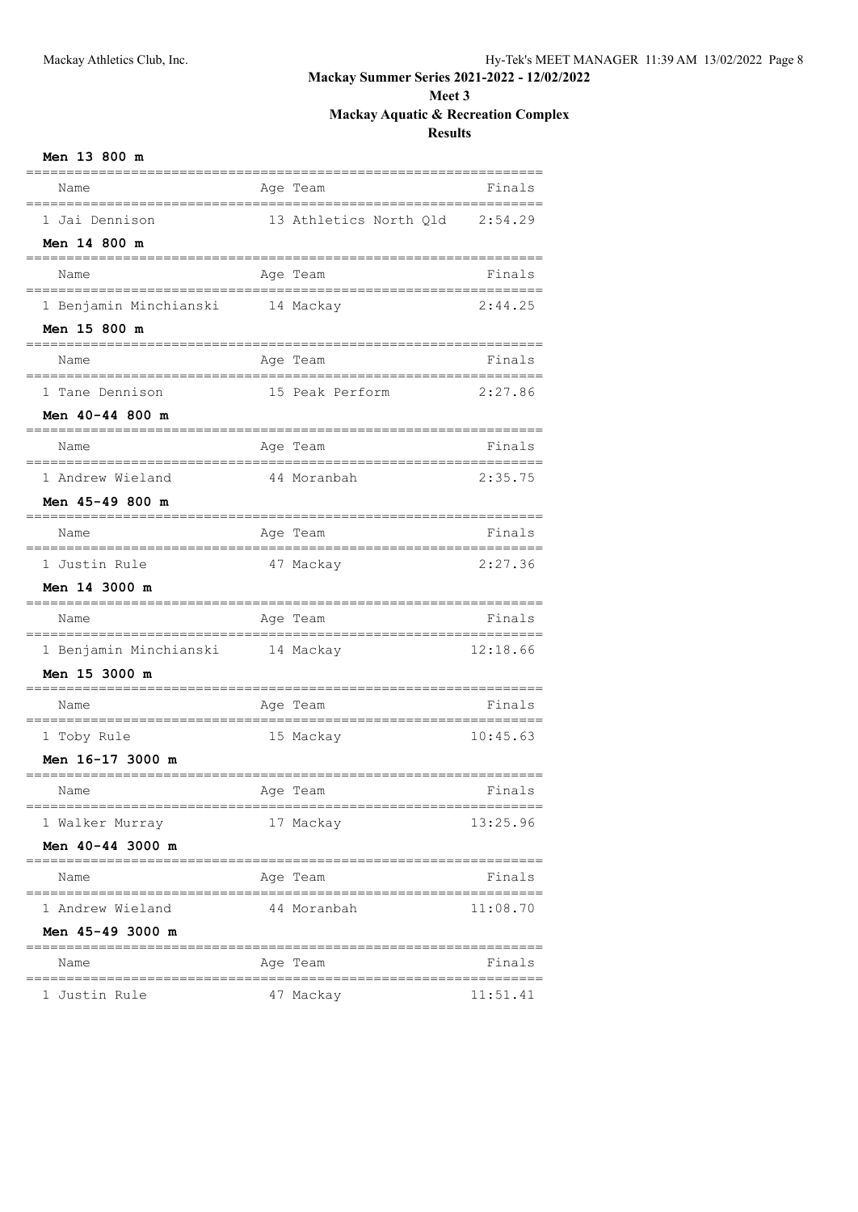# Mackay Summer Series 2021-2022 - 12/02/2022

## Meet 3

## Mackay Aquatic & Recreation Complex

## Results

### Men 13 800 m

| Name | Age | Team | Finals |
|---|---|---|---|
| 1 Jai Dennison | 13 | Athletics North Qld | 2:54.29 |

### Men 14 800 m

| Name | Age | Team | Finals |
|---|---|---|---|
| 1 Benjamin Minchianski | 14 | Mackay | 2:44.25 |

### Men 15 800 m

| Name | Age | Team | Finals |
|---|---|---|---|
| 1 Tane Dennison | 15 | Peak Perform | 2:27.86 |

### Men 40-44 800 m

| Name | Age | Team | Finals |
|---|---|---|---|
| 1 Andrew Wieland | 44 | Moranbah | 2:35.75 |

### Men 45-49 800 m

| Name | Age | Team | Finals |
|---|---|---|---|
| 1 Justin Rule | 47 | Mackay | 2:27.36 |

### Men 14 3000 m

| Name | Age | Team | Finals |
|---|---|---|---|
| 1 Benjamin Minchianski | 14 | Mackay | 12:18.66 |

### Men 15 3000 m

| Name | Age | Team | Finals |
|---|---|---|---|
| 1 Toby Rule | 15 | Mackay | 10:45.63 |

### Men 16-17 3000 m

| Name | Age | Team | Finals |
|---|---|---|---|
| 1 Walker Murray | 17 | Mackay | 13:25.96 |

### Men 40-44 3000 m

| Name | Age | Team | Finals |
|---|---|---|---|
| 1 Andrew Wieland | 44 | Moranbah | 11:08.70 |

### Men 45-49 3000 m

| Name | Age | Team | Finals |
|---|---|---|---|
| 1 Justin Rule | 47 | Mackay | 11:51.41 |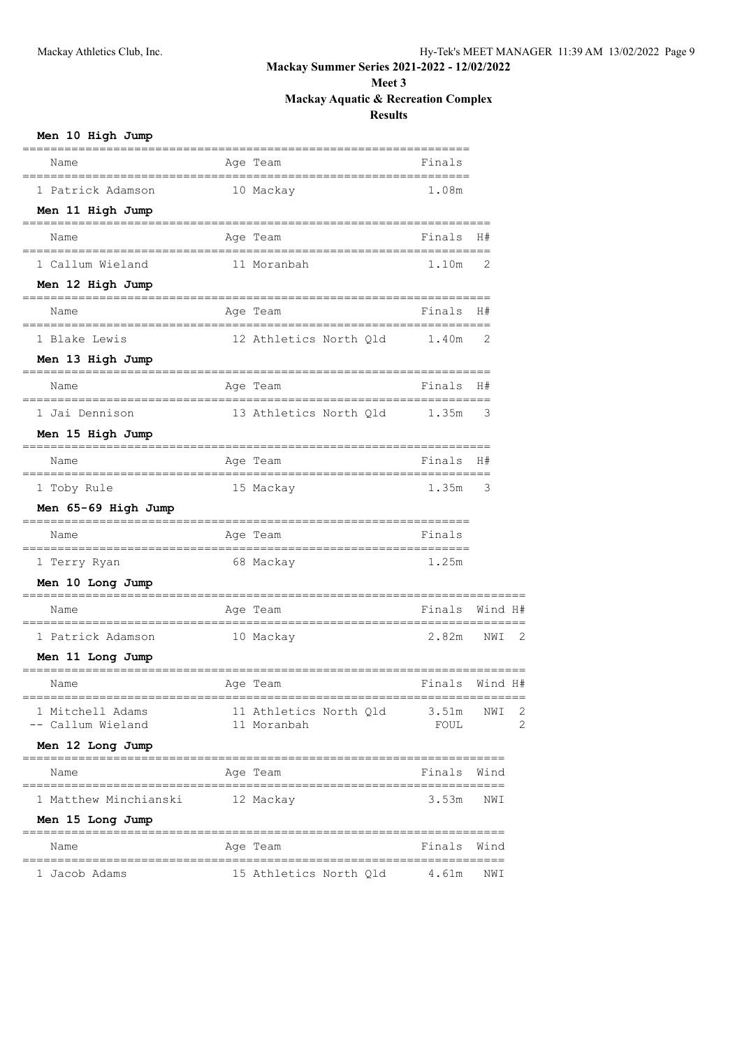# Mackay Summer Series 2021-2022 - 12/02/2022

## Meet 3

## Mackay Aquatic & Recreation Complex

## Results

### Men 10 High Jump

| | Name | Age | Team | Finals |
|---|---|---|---|---|
| 1 | Patrick Adamson | 10 | Mackay | 1.08m |

### Men 11 High Jump

| | Name | Age | Team | Finals | H# |
|---|---|---|---|---|---|
| 1 | Callum Wieland | 11 | Moranbah | 1.10m | 2 |

### Men 12 High Jump

| | Name | Age | Team | Finals | H# |
|---|---|---|---|---|---|
| 1 | Blake Lewis | 12 | Athletics North Qld | 1.40m | 2 |

### Men 13 High Jump

| | Name | Age | Team | Finals | H# |
|---|---|---|---|---|---|
| 1 | Jai Dennison | 13 | Athletics North Qld | 1.35m | 3 |

### Men 15 High Jump

| | Name | Age | Team | Finals | H# |
|---|---|---|---|---|---|
| 1 | Toby Rule | 15 | Mackay | 1.35m | 3 |

### Men 65-69 High Jump

| | Name | Age | Team | Finals |
|---|---|---|---|---|
| 1 | Terry Ryan | 68 | Mackay | 1.25m |

### Men 10 Long Jump

| | Name | Age | Team | Finals | Wind | H# |
|---|---|---|---|---|---|---|
| 1 | Patrick Adamson | 10 | Mackay | 2.82m | NWI | 2 |

### Men 11 Long Jump

| | Name | Age | Team | Finals | Wind | H# |
|---|---|---|---|---|---|---|
| 1 | Mitchell Adams | 11 | Athletics North Qld | 3.51m | NWI | 2 |
| -- | Callum Wieland | 11 | Moranbah | FOUL | | 2 |

### Men 12 Long Jump

| | Name | Age | Team | Finals | Wind |
|---|---|---|---|---|---|
| 1 | Matthew Minchianski | 12 | Mackay | 3.53m | NWI |

### Men 15 Long Jump

| | Name | Age | Team | Finals | Wind |
|---|---|---|---|---|---|
| 1 | Jacob Adams | 15 | Athletics North Qld | 4.61m | NWI |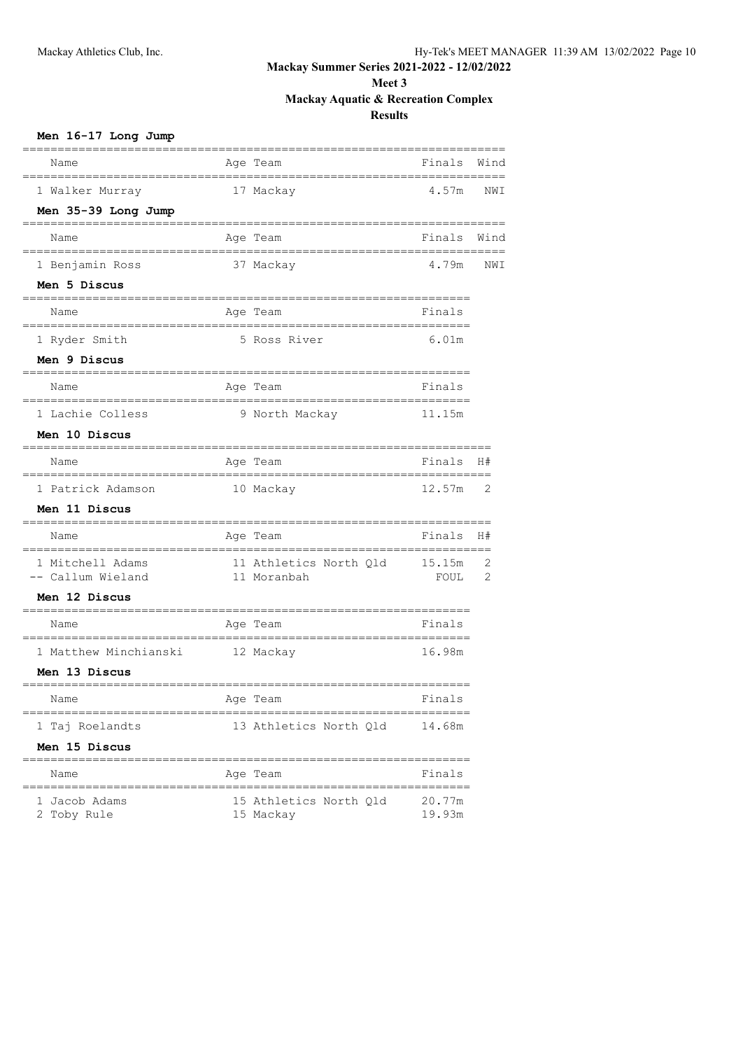**Mackay Summer Series 2021-2022 - 12/02/2022**

**Meet 3**

**Mackay Aquatic & Recreation Complex**

**Results**

### Men 16-17 Long Jump

| Name | Age | Team | Finals | Wind |
|---|---|---|---|---|
| 1 Walker Murray | 17 | Mackay | 4.57m | NWI |

### Men 35-39 Long Jump

| Name | Age | Team | Finals | Wind |
|---|---|---|---|---|
| 1 Benjamin Ross | 37 | Mackay | 4.79m | NWI |

### Men 5 Discus

| Name | Age | Team | Finals |
|---|---|---|---|
| 1 Ryder Smith | 5 | Ross River | 6.01m |

### Men 9 Discus

| Name | Age | Team | Finals |
|---|---|---|---|
| 1 Lachie Colless | 9 | North Mackay | 11.15m |

### Men 10 Discus

| Name | Age | Team | Finals | H# |
|---|---|---|---|---|
| 1 Patrick Adamson | 10 | Mackay | 12.57m | 2 |

### Men 11 Discus

| Name | Age | Team | Finals | H# |
|---|---|---|---|---|
| 1 Mitchell Adams | 11 | Athletics North Qld | 15.15m | 2 |
| -- Callum Wieland | 11 | Moranbah | FOUL | 2 |

### Men 12 Discus

| Name | Age | Team | Finals |
|---|---|---|---|
| 1 Matthew Minchianski | 12 | Mackay | 16.98m |

### Men 13 Discus

| Name | Age | Team | Finals |
|---|---|---|---|
| 1 Taj Roelandts | 13 | Athletics North Qld | 14.68m |

### Men 15 Discus

| Name | Age | Team | Finals |
|---|---|---|---|
| 1 Jacob Adams | 15 | Athletics North Qld | 20.77m |
| 2 Toby Rule | 15 | Mackay | 19.93m |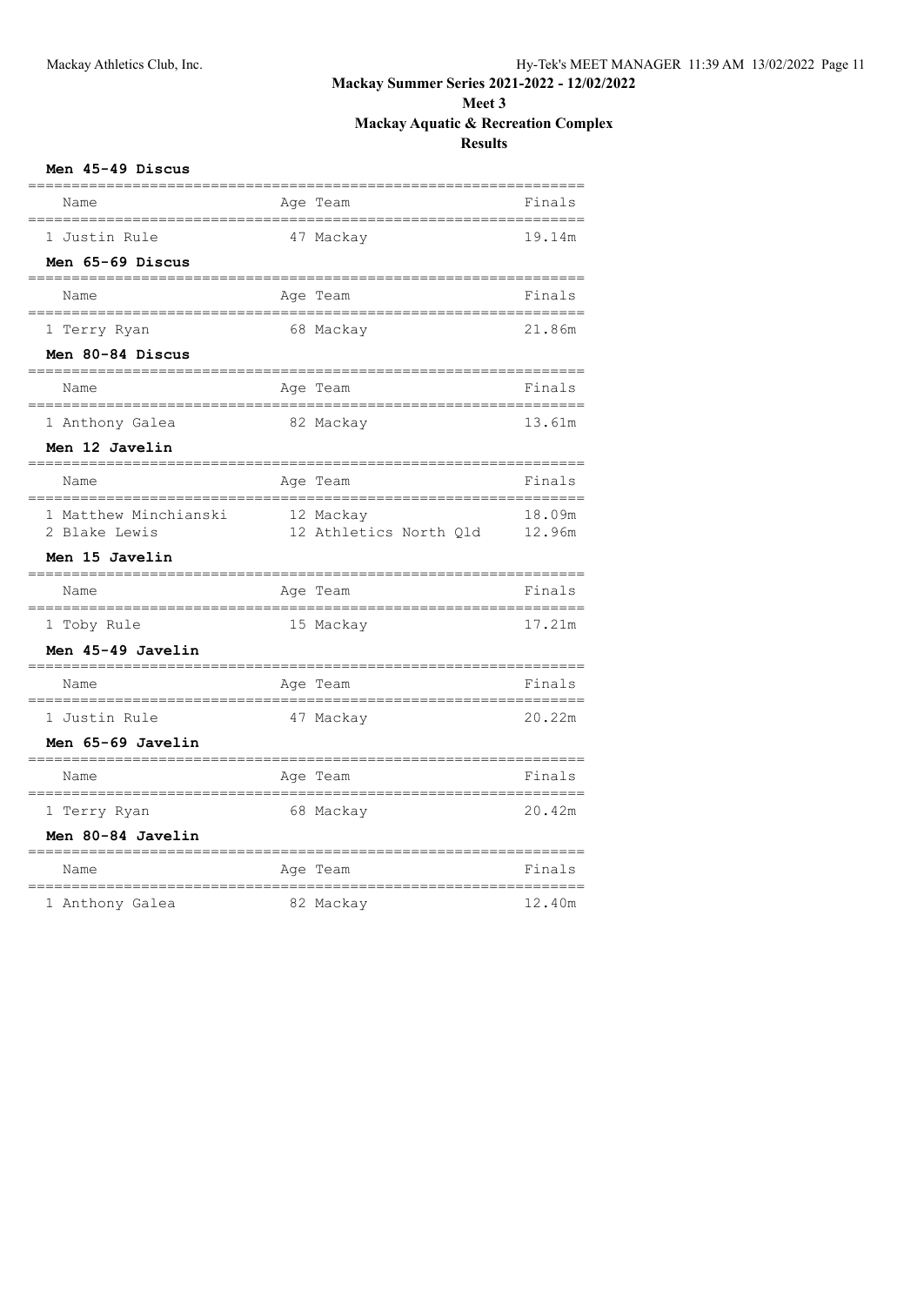Mackay Summer Series 2021-2022 - 12/02/2022

Meet 3

Mackay Aquatic & Recreation Complex

Results

### Men 45-49 Discus

| | Name | Age | Team | Finals |
|---|---|---|---|---|
| 1 | Justin Rule | 47 | Mackay | 19.14m |

### Men 65-69 Discus

| | Name | Age | Team | Finals |
|---|---|---|---|---|
| 1 | Terry Ryan | 68 | Mackay | 21.86m |

### Men 80-84 Discus

| | Name | Age | Team | Finals |
|---|---|---|---|---|
| 1 | Anthony Galea | 82 | Mackay | 13.61m |

### Men 12 Javelin

| | Name | Age | Team | Finals |
|---|---|---|---|---|
| 1 | Matthew Minchianski | 12 | Mackay | 18.09m |
| 2 | Blake Lewis | 12 | Athletics North Qld | 12.96m |

### Men 15 Javelin

| | Name | Age | Team | Finals |
|---|---|---|---|---|
| 1 | Toby Rule | 15 | Mackay | 17.21m |

### Men 45-49 Javelin

| | Name | Age | Team | Finals |
|---|---|---|---|---|
| 1 | Justin Rule | 47 | Mackay | 20.22m |

### Men 65-69 Javelin

| | Name | Age | Team | Finals |
|---|---|---|---|---|
| 1 | Terry Ryan | 68 | Mackay | 20.42m |

### Men 80-84 Javelin

| | Name | Age | Team | Finals |
|---|---|---|---|---|
| 1 | Anthony Galea | 82 | Mackay | 12.40m |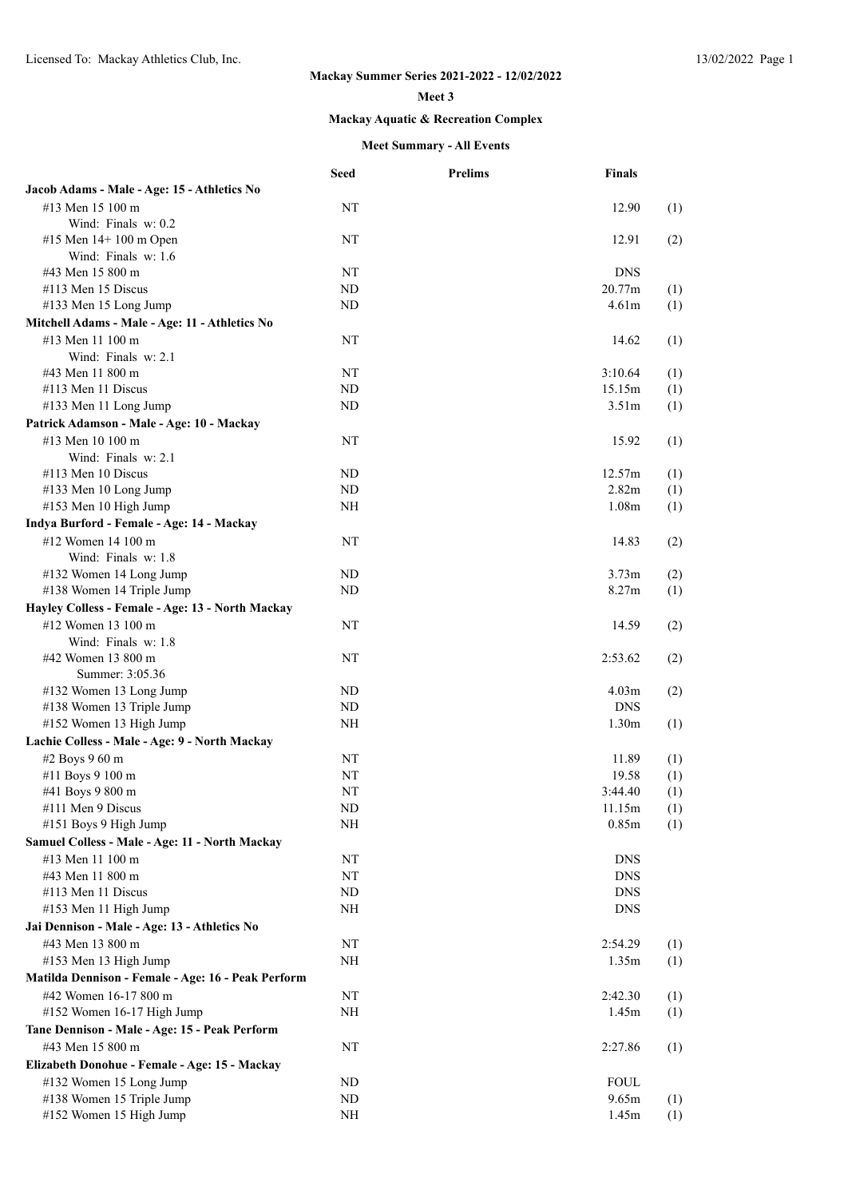**Mackay Summer Series 2021-2022 - 12/02/2022**

**Meet 3**

**Mackay Aquatic & Recreation Complex**

**Meet Summary - All Events**

| | Seed | Prelims | Finals | |
|---|---|---|---|---|
| **Jacob Adams - Male - Age: 15 - Athletics No** | | | | |
| #13 Men 15 100 m | NT | | 12.90 | (1) |
| Wind: Finals w: 0.2 | | | | |
| #15 Men 14+ 100 m Open | NT | | 12.91 | (2) |
| Wind: Finals w: 1.6 | | | | |
| #43 Men 15 800 m | NT | | DNS | |
| #113 Men 15 Discus | ND | | 20.77m | (1) |
| #133 Men 15 Long Jump | ND | | 4.61m | (1) |
| **Mitchell Adams - Male - Age: 11 - Athletics No** | | | | |
| #13 Men 11 100 m | NT | | 14.62 | (1) |
| Wind: Finals w: 2.1 | | | | |
| #43 Men 11 800 m | NT | | 3:10.64 | (1) |
| #113 Men 11 Discus | ND | | 15.15m | (1) |
| #133 Men 11 Long Jump | ND | | 3.51m | (1) |
| **Patrick Adamson - Male - Age: 10 - Mackay** | | | | |
| #13 Men 10 100 m | NT | | 15.92 | (1) |
| Wind: Finals w: 2.1 | | | | |
| #113 Men 10 Discus | ND | | 12.57m | (1) |
| #133 Men 10 Long Jump | ND | | 2.82m | (1) |
| #153 Men 10 High Jump | NH | | 1.08m | (1) |
| **Indya Burford - Female - Age: 14 - Mackay** | | | | |
| #12 Women 14 100 m | NT | | 14.83 | (2) |
| Wind: Finals w: 1.8 | | | | |
| #132 Women 14 Long Jump | ND | | 3.73m | (2) |
| #138 Women 14 Triple Jump | ND | | 8.27m | (1) |
| **Hayley Colless - Female - Age: 13 - North Mackay** | | | | |
| #12 Women 13 100 m | NT | | 14.59 | (2) |
| Wind: Finals w: 1.8 | | | | |
| #42 Women 13 800 m | NT | | 2:53.62 | (2) |
| Summer: 3:05.36 | | | | |
| #132 Women 13 Long Jump | ND | | 4.03m | (2) |
| #138 Women 13 Triple Jump | ND | | DNS | |
| #152 Women 13 High Jump | NH | | 1.30m | (1) |
| **Lachie Colless - Male - Age: 9 - North Mackay** | | | | |
| #2 Boys 9 60 m | NT | | 11.89 | (1) |
| #11 Boys 9 100 m | NT | | 19.58 | (1) |
| #41 Boys 9 800 m | NT | | 3:44.40 | (1) |
| #111 Men 9 Discus | ND | | 11.15m | (1) |
| #151 Boys 9 High Jump | NH | | 0.85m | (1) |
| **Samuel Colless - Male - Age: 11 - North Mackay** | | | | |
| #13 Men 11 100 m | NT | | DNS | |
| #43 Men 11 800 m | NT | | DNS | |
| #113 Men 11 Discus | ND | | DNS | |
| #153 Men 11 High Jump | NH | | DNS | |
| **Jai Dennison - Male - Age: 13 - Athletics No** | | | | |
| #43 Men 13 800 m | NT | | 2:54.29 | (1) |
| #153 Men 13 High Jump | NH | | 1.35m | (1) |
| **Matilda Dennison - Female - Age: 16 - Peak Perform** | | | | |
| #42 Women 16-17 800 m | NT | | 2:42.30 | (1) |
| #152 Women 16-17 High Jump | NH | | 1.45m | (1) |
| **Tane Dennison - Male - Age: 15 - Peak Perform** | | | | |
| #43 Men 15 800 m | NT | | 2:27.86 | (1) |
| **Elizabeth Donohue - Female - Age: 15 - Mackay** | | | | |
| #132 Women 15 Long Jump | ND | | FOUL | |
| #138 Women 15 Triple Jump | ND | | 9.65m | (1) |
| #152 Women 15 High Jump | NH | | 1.45m | (1) |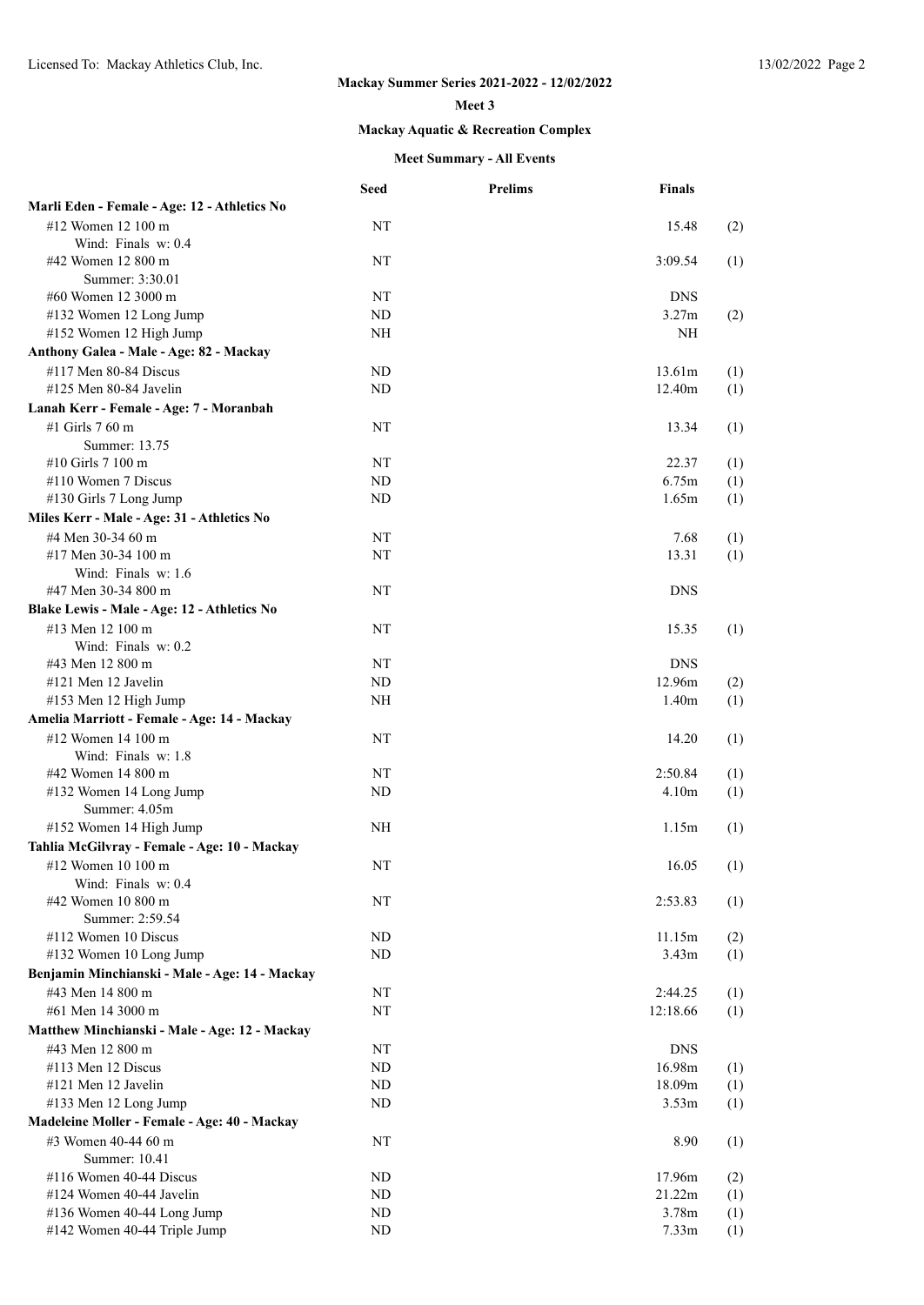**Mackay Summer Series 2021-2022 - 12/02/2022**

**Meet 3**

**Mackay Aquatic & Recreation Complex**

**Meet Summary - All Events**

| | Seed | Prelims | Finals | |
|---|---|---|---|---|
| **Marli Eden - Female - Age: 12 - Athletics No** | | | | |
| #12 Women 12 100 m | NT | | 15.48 | (2) |
| Wind: Finals w: 0.4 | | | | |
| #42 Women 12 800 m | NT | | 3:09.54 | (1) |
| Summer: 3:30.01 | | | | |
| #60 Women 12 3000 m | NT | | DNS | |
| #132 Women 12 Long Jump | ND | | 3.27m | (2) |
| #152 Women 12 High Jump | NH | | NH | |
| **Anthony Galea - Male - Age: 82 - Mackay** | | | | |
| #117 Men 80-84 Discus | ND | | 13.61m | (1) |
| #125 Men 80-84 Javelin | ND | | 12.40m | (1) |
| **Lanah Kerr - Female - Age: 7 - Moranbah** | | | | |
| #1 Girls 7 60 m | NT | | 13.34 | (1) |
| Summer: 13.75 | | | | |
| #10 Girls 7 100 m | NT | | 22.37 | (1) |
| #110 Women 7 Discus | ND | | 6.75m | (1) |
| #130 Girls 7 Long Jump | ND | | 1.65m | (1) |
| **Miles Kerr - Male - Age: 31 - Athletics No** | | | | |
| #4 Men 30-34 60 m | NT | | 7.68 | (1) |
| #17 Men 30-34 100 m | NT | | 13.31 | (1) |
| Wind: Finals w: 1.6 | | | | |
| #47 Men 30-34 800 m | NT | | DNS | |
| **Blake Lewis - Male - Age: 12 - Athletics No** | | | | |
| #13 Men 12 100 m | NT | | 15.35 | (1) |
| Wind: Finals w: 0.2 | | | | |
| #43 Men 12 800 m | NT | | DNS | |
| #121 Men 12 Javelin | ND | | 12.96m | (2) |
| #153 Men 12 High Jump | NH | | 1.40m | (1) |
| **Amelia Marriott - Female - Age: 14 - Mackay** | | | | |
| #12 Women 14 100 m | NT | | 14.20 | (1) |
| Wind: Finals w: 1.8 | | | | |
| #42 Women 14 800 m | NT | | 2:50.84 | (1) |
| #132 Women 14 Long Jump | ND | | 4.10m | (1) |
| Summer: 4.05m | | | | |
| #152 Women 14 High Jump | NH | | 1.15m | (1) |
| **Tahlia McGilvray - Female - Age: 10 - Mackay** | | | | |
| #12 Women 10 100 m | NT | | 16.05 | (1) |
| Wind: Finals w: 0.4 | | | | |
| #42 Women 10 800 m | NT | | 2:53.83 | (1) |
| Summer: 2:59.54 | | | | |
| #112 Women 10 Discus | ND | | 11.15m | (2) |
| #132 Women 10 Long Jump | ND | | 3.43m | (1) |
| **Benjamin Minchianski - Male - Age: 14 - Mackay** | | | | |
| #43 Men 14 800 m | NT | | 2:44.25 | (1) |
| #61 Men 14 3000 m | NT | | 12:18.66 | (1) |
| **Matthew Minchianski - Male - Age: 12 - Mackay** | | | | |
| #43 Men 12 800 m | NT | | DNS | |
| #113 Men 12 Discus | ND | | 16.98m | (1) |
| #121 Men 12 Javelin | ND | | 18.09m | (1) |
| #133 Men 12 Long Jump | ND | | 3.53m | (1) |
| **Madeleine Moller - Female - Age: 40 - Mackay** | | | | |
| #3 Women 40-44 60 m | NT | | 8.90 | (1) |
| Summer: 10.41 | | | | |
| #116 Women 40-44 Discus | ND | | 17.96m | (2) |
| #124 Women 40-44 Javelin | ND | | 21.22m | (1) |
| #136 Women 40-44 Long Jump | ND | | 3.78m | (1) |
| #142 Women 40-44 Triple Jump | ND | | 7.33m | (1) |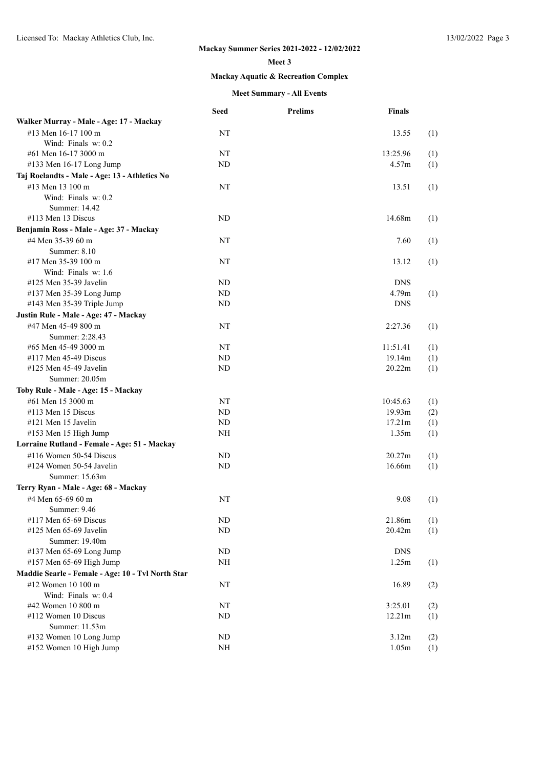**Mackay Summer Series 2021-2022 - 12/02/2022**

**Meet 3**

**Mackay Aquatic & Recreation Complex**

### Meet Summary - All Events

| | Seed | Prelims | Finals | |
|---|---|---|---|---|
| **Walker Murray - Male - Age: 17 - Mackay** | | | | |
| #13 Men 16-17 100 m | NT | | 13.55 | (1) |
| Wind: Finals w: 0.2 | | | | |
| #61 Men 16-17 3000 m | NT | | 13:25.96 | (1) |
| #133 Men 16-17 Long Jump | ND | | 4.57m | (1) |
| **Taj Roelandts - Male - Age: 13 - Athletics No** | | | | |
| #13 Men 13 100 m | NT | | 13.51 | (1) |
| Wind: Finals w: 0.2 | | | | |
| Summer: 14.42 | | | | |
| #113 Men 13 Discus | ND | | 14.68m | (1) |
| **Benjamin Ross - Male - Age: 37 - Mackay** | | | | |
| #4 Men 35-39 60 m | NT | | 7.60 | (1) |
| Summer: 8.10 | | | | |
| #17 Men 35-39 100 m | NT | | 13.12 | (1) |
| Wind: Finals w: 1.6 | | | | |
| #125 Men 35-39 Javelin | ND | | DNS | |
| #137 Men 35-39 Long Jump | ND | | 4.79m | (1) |
| #143 Men 35-39 Triple Jump | ND | | DNS | |
| **Justin Rule - Male - Age: 47 - Mackay** | | | | |
| #47 Men 45-49 800 m | NT | | 2:27.36 | (1) |
| Summer: 2:28.43 | | | | |
| #65 Men 45-49 3000 m | NT | | 11:51.41 | (1) |
| #117 Men 45-49 Discus | ND | | 19.14m | (1) |
| #125 Men 45-49 Javelin | ND | | 20.22m | (1) |
| Summer: 20.05m | | | | |
| **Toby Rule - Male - Age: 15 - Mackay** | | | | |
| #61 Men 15 3000 m | NT | | 10:45.63 | (1) |
| #113 Men 15 Discus | ND | | 19.93m | (2) |
| #121 Men 15 Javelin | ND | | 17.21m | (1) |
| #153 Men 15 High Jump | NH | | 1.35m | (1) |
| **Lorraine Rutland - Female - Age: 51 - Mackay** | | | | |
| #116 Women 50-54 Discus | ND | | 20.27m | (1) |
| #124 Women 50-54 Javelin | ND | | 16.66m | (1) |
| Summer: 15.63m | | | | |
| **Terry Ryan - Male - Age: 68 - Mackay** | | | | |
| #4 Men 65-69 60 m | NT | | 9.08 | (1) |
| Summer: 9.46 | | | | |
| #117 Men 65-69 Discus | ND | | 21.86m | (1) |
| #125 Men 65-69 Javelin | ND | | 20.42m | (1) |
| Summer: 19.40m | | | | |
| #137 Men 65-69 Long Jump | ND | | DNS | |
| #157 Men 65-69 High Jump | NH | | 1.25m | (1) |
| **Maddie Searle - Female - Age: 10 - Tvl North Star** | | | | |
| #12 Women 10 100 m | NT | | 16.89 | (2) |
| Wind: Finals w: 0.4 | | | | |
| #42 Women 10 800 m | NT | | 3:25.01 | (2) |
| #112 Women 10 Discus | ND | | 12.21m | (1) |
| Summer: 11.53m | | | | |
| #132 Women 10 Long Jump | ND | | 3.12m | (2) |
| #152 Women 10 High Jump | NH | | 1.05m | (1) |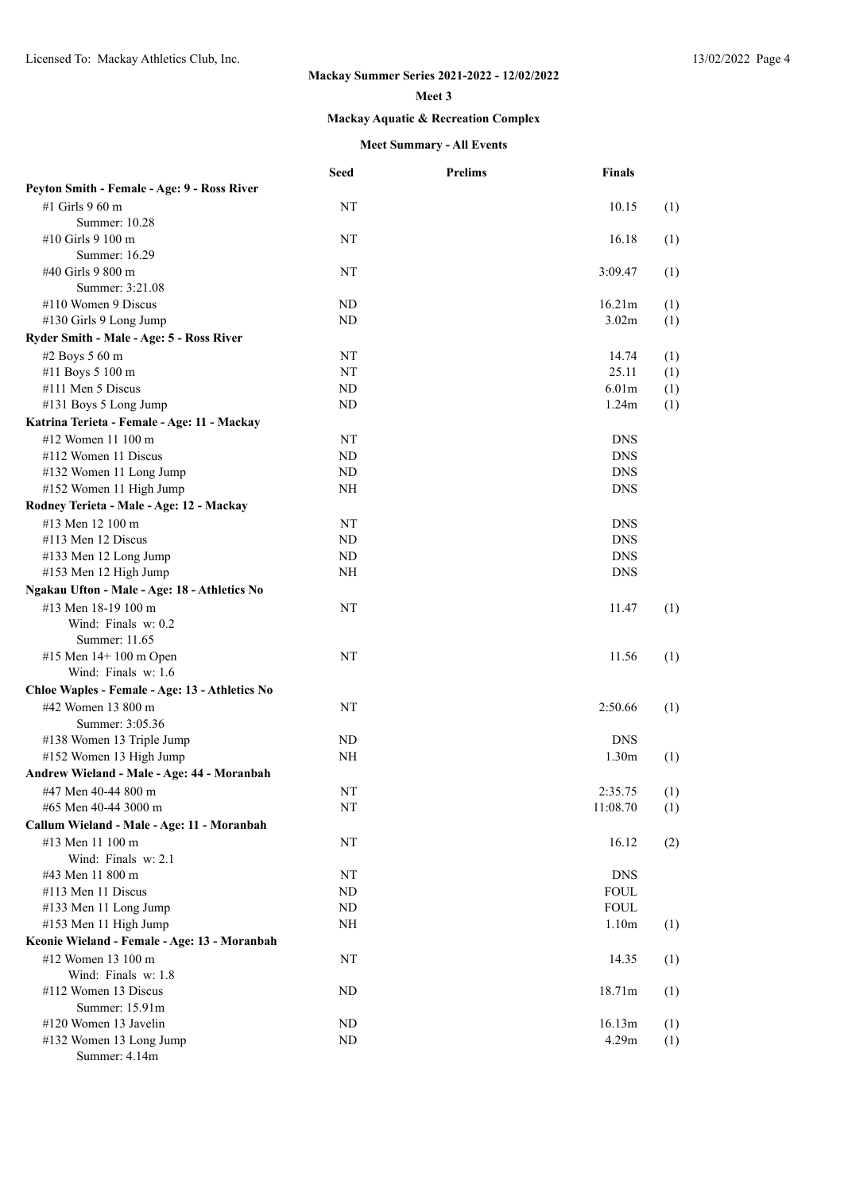# Mackay Summer Series 2021-2022 - 12/02/2022

## Meet 3

### Mackay Aquatic & Recreation Complex

#### Meet Summary - All Events

| | Seed | Prelims | Finals | |
|---|---|---|---|---|
| **Peyton Smith - Female - Age: 9 - Ross River** | | | | |
| #1 Girls 9 60 m | NT | | 10.15 | (1) |
| Summer: 10.28 | | | | |
| #10 Girls 9 100 m | NT | | 16.18 | (1) |
| Summer: 16.29 | | | | |
| #40 Girls 9 800 m | NT | | 3:09.47 | (1) |
| Summer: 3:21.08 | | | | |
| #110 Women 9 Discus | ND | | 16.21m | (1) |
| #130 Girls 9 Long Jump | ND | | 3.02m | (1) |
| **Ryder Smith - Male - Age: 5 - Ross River** | | | | |
| #2 Boys 5 60 m | NT | | 14.74 | (1) |
| #11 Boys 5 100 m | NT | | 25.11 | (1) |
| #111 Men 5 Discus | ND | | 6.01m | (1) |
| #131 Boys 5 Long Jump | ND | | 1.24m | (1) |
| **Katrina Terieta - Female - Age: 11 - Mackay** | | | | |
| #12 Women 11 100 m | NT | | DNS | |
| #112 Women 11 Discus | ND | | DNS | |
| #132 Women 11 Long Jump | ND | | DNS | |
| #152 Women 11 High Jump | NH | | DNS | |
| **Rodney Terieta - Male - Age: 12 - Mackay** | | | | |
| #13 Men 12 100 m | NT | | DNS | |
| #113 Men 12 Discus | ND | | DNS | |
| #133 Men 12 Long Jump | ND | | DNS | |
| #153 Men 12 High Jump | NH | | DNS | |
| **Ngakau Ufton - Male - Age: 18 - Athletics No** | | | | |
| #13 Men 18-19 100 m | NT | | 11.47 | (1) |
| Wind: Finals w: 0.2 | | | | |
| Summer: 11.65 | | | | |
| #15 Men 14+ 100 m Open | NT | | 11.56 | (1) |
| Wind: Finals w: 1.6 | | | | |
| **Chloe Waples - Female - Age: 13 - Athletics No** | | | | |
| #42 Women 13 800 m | NT | | 2:50.66 | (1) |
| Summer: 3:05.36 | | | | |
| #138 Women 13 Triple Jump | ND | | DNS | |
| #152 Women 13 High Jump | NH | | 1.30m | (1) |
| **Andrew Wieland - Male - Age: 44 - Moranbah** | | | | |
| #47 Men 40-44 800 m | NT | | 2:35.75 | (1) |
| #65 Men 40-44 3000 m | NT | | 11:08.70 | (1) |
| **Callum Wieland - Male - Age: 11 - Moranbah** | | | | |
| #13 Men 11 100 m | NT | | 16.12 | (2) |
| Wind: Finals w: 2.1 | | | | |
| #43 Men 11 800 m | NT | | DNS | |
| #113 Men 11 Discus | ND | | FOUL | |
| #133 Men 11 Long Jump | ND | | FOUL | |
| #153 Men 11 High Jump | NH | | 1.10m | (1) |
| **Keonie Wieland - Female - Age: 13 - Moranbah** | | | | |
| #12 Women 13 100 m | NT | | 14.35 | (1) |
| Wind: Finals w: 1.8 | | | | |
| #112 Women 13 Discus | ND | | 18.71m | (1) |
| Summer: 15.91m | | | | |
| #120 Women 13 Javelin | ND | | 16.13m | (1) |
| #132 Women 13 Long Jump | ND | | 4.29m | (1) |
| Summer: 4.14m | | | | |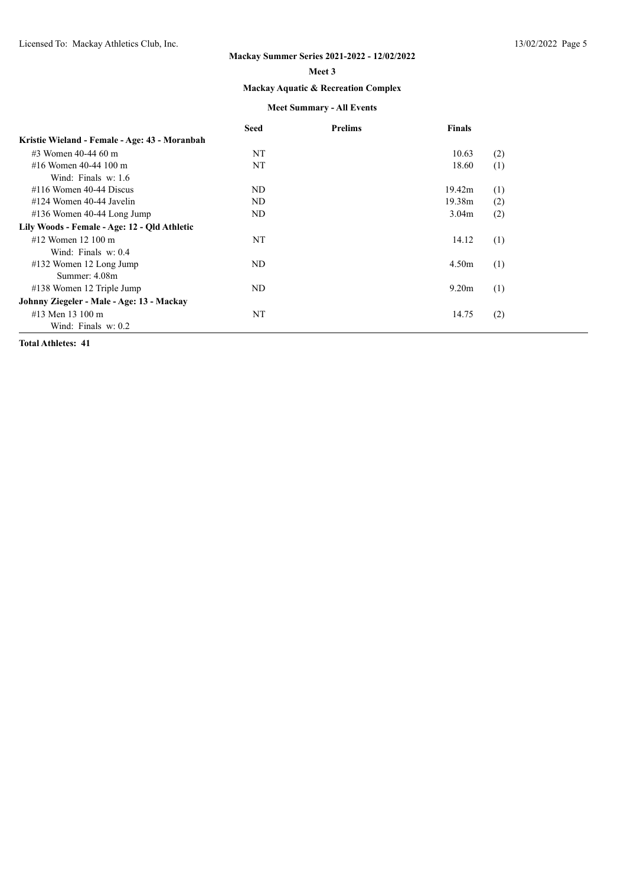**Mackay Summer Series 2021-2022 - 12/02/2022**

**Meet 3**

**Mackay Aquatic & Recreation Complex**

**Meet Summary - All Events**

| | Seed | Prelims | Finals | |
|---|---|---|---|---|
| **Kristie Wieland - Female - Age: 43 - Moranbah** | | | | |
| #3 Women 40-44 60 m | NT | | 10.63 | (2) |
| #16 Women 40-44 100 m | NT | | 18.60 | (1) |
| Wind: Finals w: 1.6 | | | | |
| #116 Women 40-44 Discus | ND | | 19.42m | (1) |
| #124 Women 40-44 Javelin | ND | | 19.38m | (2) |
| #136 Women 40-44 Long Jump | ND | | 3.04m | (2) |
| **Lily Woods - Female - Age: 12 - Qld Athletic** | | | | |
| #12 Women 12 100 m | NT | | 14.12 | (1) |
| Wind: Finals w: 0.4 | | | | |
| #132 Women 12 Long Jump | ND | | 4.50m | (1) |
| Summer: 4.08m | | | | |
| #138 Women 12 Triple Jump | ND | | 9.20m | (1) |
| **Johnny Ziegeler - Male - Age: 13 - Mackay** | | | | |
| #13 Men 13 100 m | NT | | 14.75 | (2) |
| Wind: Finals w: 0.2 | | | | |

**Total Athletes: 41**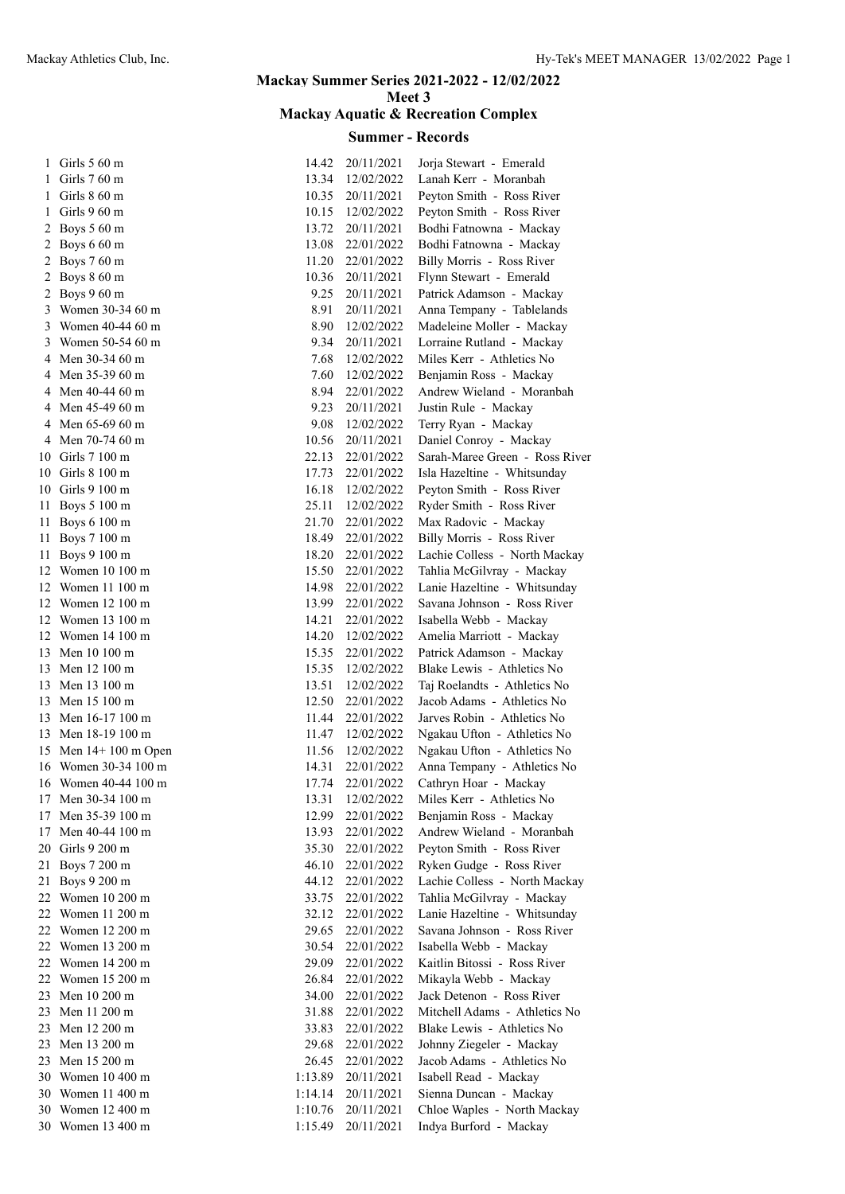# Mackay Summer Series 2021-2022 - 12/02/2022

## Meet 3

## Mackay Aquatic & Recreation Complex

### Summer - Records

| # | Event | Mark | Date | Name - Team |
|---|---|---|---|---|
| 1 | Girls 5 60 m | 14.42 | 20/11/2021 | Jorja Stewart - Emerald |
| 1 | Girls 7 60 m | 13.34 | 12/02/2022 | Lanah Kerr - Moranbah |
| 1 | Girls 8 60 m | 10.35 | 20/11/2021 | Peyton Smith - Ross River |
| 1 | Girls 9 60 m | 10.15 | 12/02/2022 | Peyton Smith - Ross River |
| 2 | Boys 5 60 m | 13.72 | 20/11/2021 | Bodhi Fatnowna - Mackay |
| 2 | Boys 6 60 m | 13.08 | 22/01/2022 | Bodhi Fatnowna - Mackay |
| 2 | Boys 7 60 m | 11.20 | 22/01/2022 | Billy Morris - Ross River |
| 2 | Boys 8 60 m | 10.36 | 20/11/2021 | Flynn Stewart - Emerald |
| 2 | Boys 9 60 m | 9.25 | 20/11/2021 | Patrick Adamson - Mackay |
| 3 | Women 30-34 60 m | 8.91 | 20/11/2021 | Anna Tempany - Tablelands |
| 3 | Women 40-44 60 m | 8.90 | 12/02/2022 | Madeleine Moller - Mackay |
| 3 | Women 50-54 60 m | 9.34 | 20/11/2021 | Lorraine Rutland - Mackay |
| 4 | Men 30-34 60 m | 7.68 | 12/02/2022 | Miles Kerr - Athletics No |
| 4 | Men 35-39 60 m | 7.60 | 12/02/2022 | Benjamin Ross - Mackay |
| 4 | Men 40-44 60 m | 8.94 | 22/01/2022 | Andrew Wieland - Moranbah |
| 4 | Men 45-49 60 m | 9.23 | 20/11/2021 | Justin Rule - Mackay |
| 4 | Men 65-69 60 m | 9.08 | 12/02/2022 | Terry Ryan - Mackay |
| 4 | Men 70-74 60 m | 10.56 | 20/11/2021 | Daniel Conroy - Mackay |
| 10 | Girls 7 100 m | 22.13 | 22/01/2022 | Sarah-Maree Green - Ross River |
| 10 | Girls 8 100 m | 17.73 | 22/01/2022 | Isla Hazeltine - Whitsunday |
| 10 | Girls 9 100 m | 16.18 | 12/02/2022 | Peyton Smith - Ross River |
| 11 | Boys 5 100 m | 25.11 | 12/02/2022 | Ryder Smith - Ross River |
| 11 | Boys 6 100 m | 21.70 | 22/01/2022 | Max Radovic - Mackay |
| 11 | Boys 7 100 m | 18.49 | 22/01/2022 | Billy Morris - Ross River |
| 11 | Boys 9 100 m | 18.20 | 22/01/2022 | Lachie Colless - North Mackay |
| 12 | Women 10 100 m | 15.50 | 22/01/2022 | Tahlia McGilvray - Mackay |
| 12 | Women 11 100 m | 14.98 | 22/01/2022 | Lanie Hazeltine - Whitsunday |
| 12 | Women 12 100 m | 13.99 | 22/01/2022 | Savana Johnson - Ross River |
| 12 | Women 13 100 m | 14.21 | 22/01/2022 | Isabella Webb - Mackay |
| 12 | Women 14 100 m | 14.20 | 12/02/2022 | Amelia Marriott - Mackay |
| 13 | Men 10 100 m | 15.35 | 22/01/2022 | Patrick Adamson - Mackay |
| 13 | Men 12 100 m | 15.35 | 12/02/2022 | Blake Lewis - Athletics No |
| 13 | Men 13 100 m | 13.51 | 12/02/2022 | Taj Roelandts - Athletics No |
| 13 | Men 15 100 m | 12.50 | 22/01/2022 | Jacob Adams - Athletics No |
| 13 | Men 16-17 100 m | 11.44 | 22/01/2022 | Jarves Robin - Athletics No |
| 13 | Men 18-19 100 m | 11.47 | 12/02/2022 | Ngakau Ufton - Athletics No |
| 15 | Men 14+ 100 m Open | 11.56 | 12/02/2022 | Ngakau Ufton - Athletics No |
| 16 | Women 30-34 100 m | 14.31 | 22/01/2022 | Anna Tempany - Athletics No |
| 16 | Women 40-44 100 m | 17.74 | 22/01/2022 | Cathryn Hoar - Mackay |
| 17 | Men 30-34 100 m | 13.31 | 12/02/2022 | Miles Kerr - Athletics No |
| 17 | Men 35-39 100 m | 12.99 | 22/01/2022 | Benjamin Ross - Mackay |
| 17 | Men 40-44 100 m | 13.93 | 22/01/2022 | Andrew Wieland - Moranbah |
| 20 | Girls 9 200 m | 35.30 | 22/01/2022 | Peyton Smith - Ross River |
| 21 | Boys 7 200 m | 46.10 | 22/01/2022 | Ryken Gudge - Ross River |
| 21 | Boys 9 200 m | 44.12 | 22/01/2022 | Lachie Colless - North Mackay |
| 22 | Women 10 200 m | 33.75 | 22/01/2022 | Tahlia McGilvray - Mackay |
| 22 | Women 11 200 m | 32.12 | 22/01/2022 | Lanie Hazeltine - Whitsunday |
| 22 | Women 12 200 m | 29.65 | 22/01/2022 | Savana Johnson - Ross River |
| 22 | Women 13 200 m | 30.54 | 22/01/2022 | Isabella Webb - Mackay |
| 22 | Women 14 200 m | 29.09 | 22/01/2022 | Kaitlin Bitossi - Ross River |
| 22 | Women 15 200 m | 26.84 | 22/01/2022 | Mikayla Webb - Mackay |
| 23 | Men 10 200 m | 34.00 | 22/01/2022 | Jack Detenon - Ross River |
| 23 | Men 11 200 m | 31.88 | 22/01/2022 | Mitchell Adams - Athletics No |
| 23 | Men 12 200 m | 33.83 | 22/01/2022 | Blake Lewis - Athletics No |
| 23 | Men 13 200 m | 29.68 | 22/01/2022 | Johnny Ziegeler - Mackay |
| 23 | Men 15 200 m | 26.45 | 22/01/2022 | Jacob Adams - Athletics No |
| 30 | Women 10 400 m | 1:13.89 | 20/11/2021 | Isabell Read - Mackay |
| 30 | Women 11 400 m | 1:14.14 | 20/11/2021 | Sienna Duncan - Mackay |
| 30 | Women 12 400 m | 1:10.76 | 20/11/2021 | Chloe Waples - North Mackay |
| 30 | Women 13 400 m | 1:15.49 | 20/11/2021 | Indya Burford - Mackay |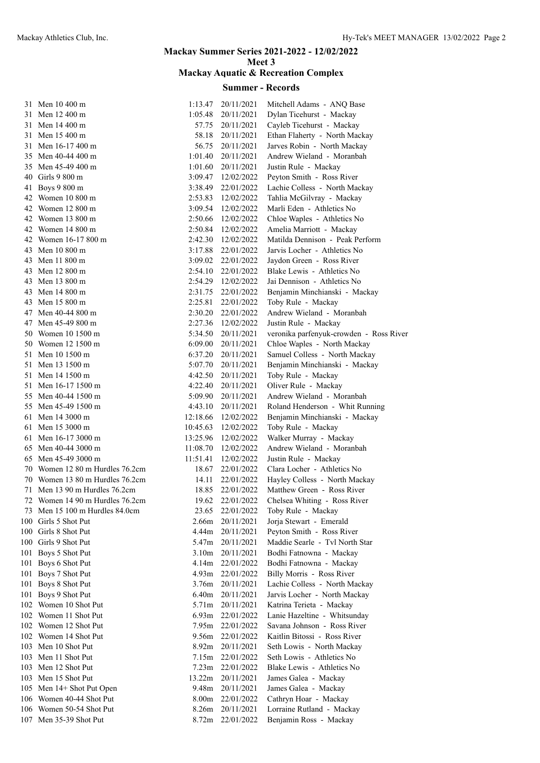# Mackay Summer Series 2021-2022 - 12/02/2022

## Meet 3

## Mackay Aquatic & Recreation Complex

### Summer - Records

| # | Event | Mark | Date | Name - Team |
|---|---|---|---|---|
| 31 | Men 10 400 m | 1:13.47 | 20/11/2021 | Mitchell Adams - ANQ Base |
| 31 | Men 12 400 m | 1:05.48 | 20/11/2021 | Dylan Ticehurst - Mackay |
| 31 | Men 14 400 m | 57.75 | 20/11/2021 | Cayleb Ticehurst - Mackay |
| 31 | Men 15 400 m | 58.18 | 20/11/2021 | Ethan Flaherty - North Mackay |
| 31 | Men 16-17 400 m | 56.75 | 20/11/2021 | Jarves Robin - North Mackay |
| 35 | Men 40-44 400 m | 1:01.40 | 20/11/2021 | Andrew Wieland - Moranbah |
| 35 | Men 45-49 400 m | 1:01.60 | 20/11/2021 | Justin Rule - Mackay |
| 40 | Girls 9 800 m | 3:09.47 | 12/02/2022 | Peyton Smith - Ross River |
| 41 | Boys 9 800 m | 3:38.49 | 22/01/2022 | Lachie Colless - North Mackay |
| 42 | Women 10 800 m | 2:53.83 | 12/02/2022 | Tahlia McGilvray - Mackay |
| 42 | Women 12 800 m | 3:09.54 | 12/02/2022 | Marli Eden - Athletics No |
| 42 | Women 13 800 m | 2:50.66 | 12/02/2022 | Chloe Waples - Athletics No |
| 42 | Women 14 800 m | 2:50.84 | 12/02/2022 | Amelia Marriott - Mackay |
| 42 | Women 16-17 800 m | 2:42.30 | 12/02/2022 | Matilda Dennison - Peak Perform |
| 43 | Men 10 800 m | 3:17.88 | 22/01/2022 | Jarvis Locher - Athletics No |
| 43 | Men 11 800 m | 3:09.02 | 22/01/2022 | Jaydon Green - Ross River |
| 43 | Men 12 800 m | 2:54.10 | 22/01/2022 | Blake Lewis - Athletics No |
| 43 | Men 13 800 m | 2:54.29 | 12/02/2022 | Jai Dennison - Athletics No |
| 43 | Men 14 800 m | 2:31.75 | 22/01/2022 | Benjamin Minchianski - Mackay |
| 43 | Men 15 800 m | 2:25.81 | 22/01/2022 | Toby Rule - Mackay |
| 47 | Men 40-44 800 m | 2:30.20 | 22/01/2022 | Andrew Wieland - Moranbah |
| 47 | Men 45-49 800 m | 2:27.36 | 12/02/2022 | Justin Rule - Mackay |
| 50 | Women 10 1500 m | 5:34.50 | 20/11/2021 | veronika parfenyuk-crowden - Ross River |
| 50 | Women 12 1500 m | 6:09.00 | 20/11/2021 | Chloe Waples - North Mackay |
| 51 | Men 10 1500 m | 6:37.20 | 20/11/2021 | Samuel Colless - North Mackay |
| 51 | Men 13 1500 m | 5:07.70 | 20/11/2021 | Benjamin Minchianski - Mackay |
| 51 | Men 14 1500 m | 4:42.50 | 20/11/2021 | Toby Rule - Mackay |
| 51 | Men 16-17 1500 m | 4:22.40 | 20/11/2021 | Oliver Rule - Mackay |
| 55 | Men 40-44 1500 m | 5:09.90 | 20/11/2021 | Andrew Wieland - Moranbah |
| 55 | Men 45-49 1500 m | 4:43.10 | 20/11/2021 | Roland Henderson - Whit Running |
| 61 | Men 14 3000 m | 12:18.66 | 12/02/2022 | Benjamin Minchianski - Mackay |
| 61 | Men 15 3000 m | 10:45.63 | 12/02/2022 | Toby Rule - Mackay |
| 61 | Men 16-17 3000 m | 13:25.96 | 12/02/2022 | Walker Murray - Mackay |
| 65 | Men 40-44 3000 m | 11:08.70 | 12/02/2022 | Andrew Wieland - Moranbah |
| 65 | Men 45-49 3000 m | 11:51.41 | 12/02/2022 | Justin Rule - Mackay |
| 70 | Women 12 80 m Hurdles 76.2cm | 18.67 | 22/01/2022 | Clara Locher - Athletics No |
| 70 | Women 13 80 m Hurdles 76.2cm | 14.11 | 22/01/2022 | Hayley Colless - North Mackay |
| 71 | Men 13 90 m Hurdles 76.2cm | 18.85 | 22/01/2022 | Matthew Green - Ross River |
| 72 | Women 14 90 m Hurdles 76.2cm | 19.62 | 22/01/2022 | Chelsea Whiting - Ross River |
| 73 | Men 15 100 m Hurdles 84.0cm | 23.65 | 22/01/2022 | Toby Rule - Mackay |
| 100 | Girls 5 Shot Put | 2.66m | 20/11/2021 | Jorja Stewart - Emerald |
| 100 | Girls 8 Shot Put | 4.44m | 20/11/2021 | Peyton Smith - Ross River |
| 100 | Girls 9 Shot Put | 5.47m | 20/11/2021 | Maddie Searle - Tvl North Star |
| 101 | Boys 5 Shot Put | 3.10m | 20/11/2021 | Bodhi Fatnowna - Mackay |
| 101 | Boys 6 Shot Put | 4.14m | 22/01/2022 | Bodhi Fatnowna - Mackay |
| 101 | Boys 7 Shot Put | 4.93m | 22/01/2022 | Billy Morris - Ross River |
| 101 | Boys 8 Shot Put | 3.76m | 20/11/2021 | Lachie Colless - North Mackay |
| 101 | Boys 9 Shot Put | 6.40m | 20/11/2021 | Jarvis Locher - North Mackay |
| 102 | Women 10 Shot Put | 5.71m | 20/11/2021 | Katrina Terieta - Mackay |
| 102 | Women 11 Shot Put | 6.93m | 22/01/2022 | Lanie Hazeltine - Whitsunday |
| 102 | Women 12 Shot Put | 7.95m | 22/01/2022 | Savana Johnson - Ross River |
| 102 | Women 14 Shot Put | 9.56m | 22/01/2022 | Kaitlin Bitossi - Ross River |
| 103 | Men 10 Shot Put | 8.92m | 20/11/2021 | Seth Lowis - North Mackay |
| 103 | Men 11 Shot Put | 7.15m | 22/01/2022 | Seth Lowis - Athletics No |
| 103 | Men 12 Shot Put | 7.23m | 22/01/2022 | Blake Lewis - Athletics No |
| 103 | Men 15 Shot Put | 13.22m | 20/11/2021 | James Galea - Mackay |
| 105 | Men 14+ Shot Put Open | 9.48m | 20/11/2021 | James Galea - Mackay |
| 106 | Women 40-44 Shot Put | 8.00m | 22/01/2022 | Cathryn Hoar - Mackay |
| 106 | Women 50-54 Shot Put | 8.26m | 20/11/2021 | Lorraine Rutland - Mackay |
| 107 | Men 35-39 Shot Put | 8.72m | 22/01/2022 | Benjamin Ross - Mackay |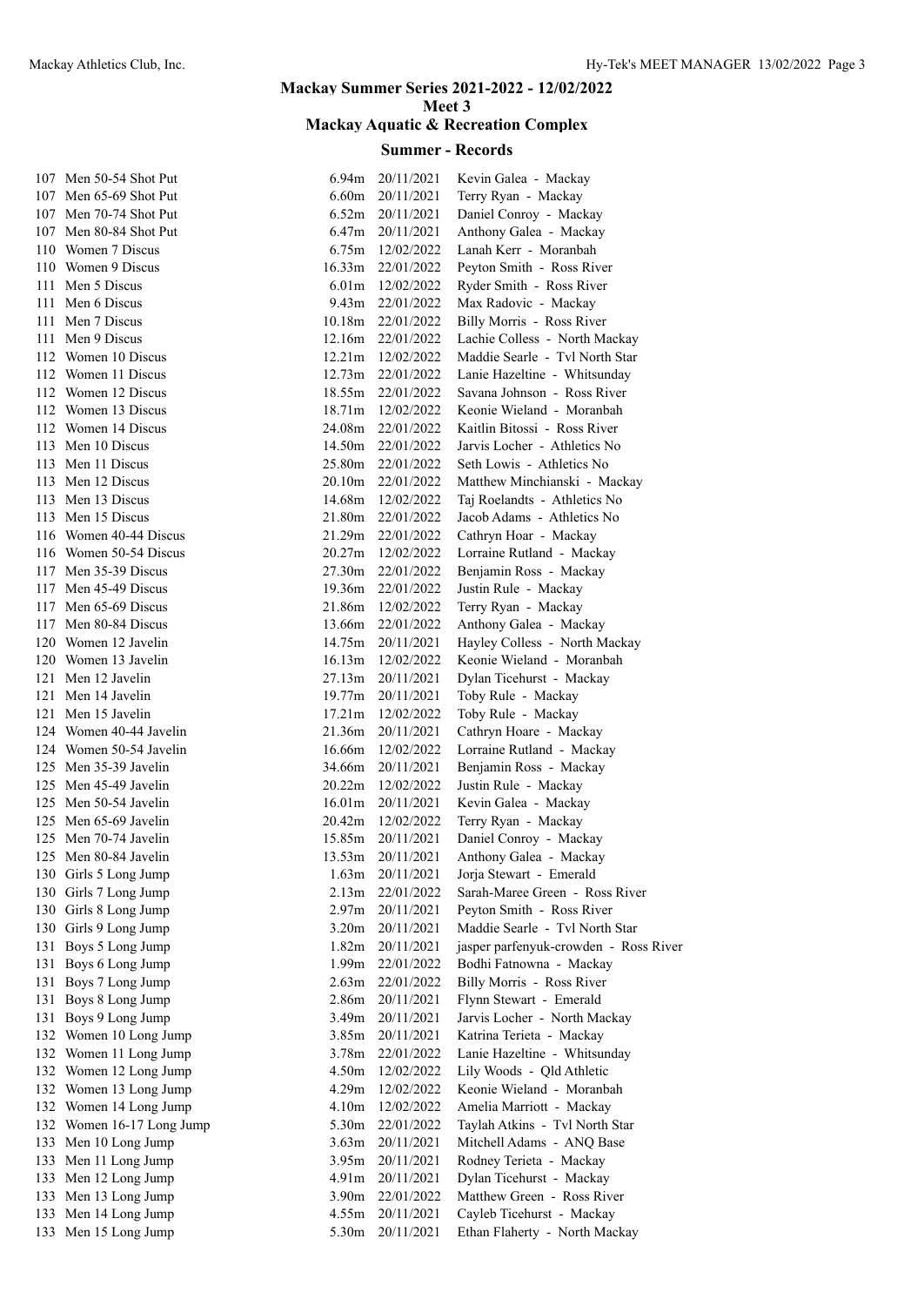# Mackay Summer Series 2021-2022 - 12/02/2022

## Meet 3

## Mackay Aquatic & Recreation Complex

### Summer - Records

| | Event | Mark | Date | Name - Team |
|---|---|---|---|---|
| 107 | Men 50-54 Shot Put | 6.94m | 20/11/2021 | Kevin Galea - Mackay |
| 107 | Men 65-69 Shot Put | 6.60m | 20/11/2021 | Terry Ryan - Mackay |
| 107 | Men 70-74 Shot Put | 6.52m | 20/11/2021 | Daniel Conroy - Mackay |
| 107 | Men 80-84 Shot Put | 6.47m | 20/11/2021 | Anthony Galea - Mackay |
| 110 | Women 7 Discus | 6.75m | 12/02/2022 | Lanah Kerr - Moranbah |
| 110 | Women 9 Discus | 16.33m | 22/01/2022 | Peyton Smith - Ross River |
| 111 | Men 5 Discus | 6.01m | 12/02/2022 | Ryder Smith - Ross River |
| 111 | Men 6 Discus | 9.43m | 22/01/2022 | Max Radovic - Mackay |
| 111 | Men 7 Discus | 10.18m | 22/01/2022 | Billy Morris - Ross River |
| 111 | Men 9 Discus | 12.16m | 22/01/2022 | Lachie Colless - North Mackay |
| 112 | Women 10 Discus | 12.21m | 12/02/2022 | Maddie Searle - Tvl North Star |
| 112 | Women 11 Discus | 12.73m | 22/01/2022 | Lanie Hazeltine - Whitsunday |
| 112 | Women 12 Discus | 18.55m | 22/01/2022 | Savana Johnson - Ross River |
| 112 | Women 13 Discus | 18.71m | 12/02/2022 | Keonie Wieland - Moranbah |
| 112 | Women 14 Discus | 24.08m | 22/01/2022 | Kaitlin Bitossi - Ross River |
| 113 | Men 10 Discus | 14.50m | 22/01/2022 | Jarvis Locher - Athletics No |
| 113 | Men 11 Discus | 25.80m | 22/01/2022 | Seth Lowis - Athletics No |
| 113 | Men 12 Discus | 20.10m | 22/01/2022 | Matthew Minchianski - Mackay |
| 113 | Men 13 Discus | 14.68m | 12/02/2022 | Taj Roelandts - Athletics No |
| 113 | Men 15 Discus | 21.80m | 22/01/2022 | Jacob Adams - Athletics No |
| 116 | Women 40-44 Discus | 21.29m | 22/01/2022 | Cathryn Hoar - Mackay |
| 116 | Women 50-54 Discus | 20.27m | 12/02/2022 | Lorraine Rutland - Mackay |
| 117 | Men 35-39 Discus | 27.30m | 22/01/2022 | Benjamin Ross - Mackay |
| 117 | Men 45-49 Discus | 19.36m | 22/01/2022 | Justin Rule - Mackay |
| 117 | Men 65-69 Discus | 21.86m | 12/02/2022 | Terry Ryan - Mackay |
| 117 | Men 80-84 Discus | 13.66m | 22/01/2022 | Anthony Galea - Mackay |
| 120 | Women 12 Javelin | 14.75m | 20/11/2021 | Hayley Colless - North Mackay |
| 120 | Women 13 Javelin | 16.13m | 12/02/2022 | Keonie Wieland - Moranbah |
| 121 | Men 12 Javelin | 27.13m | 20/11/2021 | Dylan Ticehurst - Mackay |
| 121 | Men 14 Javelin | 19.77m | 20/11/2021 | Toby Rule - Mackay |
| 121 | Men 15 Javelin | 17.21m | 12/02/2022 | Toby Rule - Mackay |
| 124 | Women 40-44 Javelin | 21.36m | 20/11/2021 | Cathryn Hoare - Mackay |
| 124 | Women 50-54 Javelin | 16.66m | 12/02/2022 | Lorraine Rutland - Mackay |
| 125 | Men 35-39 Javelin | 34.66m | 20/11/2021 | Benjamin Ross - Mackay |
| 125 | Men 45-49 Javelin | 20.22m | 12/02/2022 | Justin Rule - Mackay |
| 125 | Men 50-54 Javelin | 16.01m | 20/11/2021 | Kevin Galea - Mackay |
| 125 | Men 65-69 Javelin | 20.42m | 12/02/2022 | Terry Ryan - Mackay |
| 125 | Men 70-74 Javelin | 15.85m | 20/11/2021 | Daniel Conroy - Mackay |
| 125 | Men 80-84 Javelin | 13.53m | 20/11/2021 | Anthony Galea - Mackay |
| 130 | Girls 5 Long Jump | 1.63m | 20/11/2021 | Jorja Stewart - Emerald |
| 130 | Girls 7 Long Jump | 2.13m | 22/01/2022 | Sarah-Maree Green - Ross River |
| 130 | Girls 8 Long Jump | 2.97m | 20/11/2021 | Peyton Smith - Ross River |
| 130 | Girls 9 Long Jump | 3.20m | 20/11/2021 | Maddie Searle - Tvl North Star |
| 131 | Boys 5 Long Jump | 1.82m | 20/11/2021 | jasper parfenyuk-crowden - Ross River |
| 131 | Boys 6 Long Jump | 1.99m | 22/01/2022 | Bodhi Fatnowna - Mackay |
| 131 | Boys 7 Long Jump | 2.63m | 22/01/2022 | Billy Morris - Ross River |
| 131 | Boys 8 Long Jump | 2.86m | 20/11/2021 | Flynn Stewart - Emerald |
| 131 | Boys 9 Long Jump | 3.49m | 20/11/2021 | Jarvis Locher - North Mackay |
| 132 | Women 10 Long Jump | 3.85m | 20/11/2021 | Katrina Terieta - Mackay |
| 132 | Women 11 Long Jump | 3.78m | 22/01/2022 | Lanie Hazeltine - Whitsunday |
| 132 | Women 12 Long Jump | 4.50m | 12/02/2022 | Lily Woods - Qld Athletic |
| 132 | Women 13 Long Jump | 4.29m | 12/02/2022 | Keonie Wieland - Moranbah |
| 132 | Women 14 Long Jump | 4.10m | 12/02/2022 | Amelia Marriott - Mackay |
| 132 | Women 16-17 Long Jump | 5.30m | 22/01/2022 | Taylah Atkins - Tvl North Star |
| 133 | Men 10 Long Jump | 3.63m | 20/11/2021 | Mitchell Adams - ANQ Base |
| 133 | Men 11 Long Jump | 3.95m | 20/11/2021 | Rodney Terieta - Mackay |
| 133 | Men 12 Long Jump | 4.91m | 20/11/2021 | Dylan Ticehurst - Mackay |
| 133 | Men 13 Long Jump | 3.90m | 22/01/2022 | Matthew Green - Ross River |
| 133 | Men 14 Long Jump | 4.55m | 20/11/2021 | Cayleb Ticehurst - Mackay |
| 133 | Men 15 Long Jump | 5.30m | 20/11/2021 | Ethan Flaherty - North Mackay |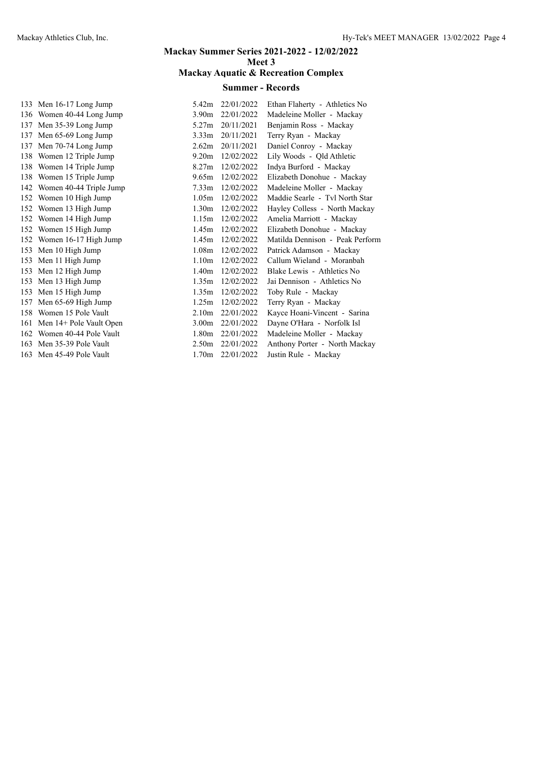**Mackay Summer Series 2021-2022 - 12/02/2022**
**Meet 3**
**Mackay Aquatic & Recreation Complex**

## Summer - Records

| | | | | |
|---|---|---|---|---|
| 133 | Men 16-17 Long Jump | 5.42m | 22/01/2022 | Ethan Flaherty - Athletics No |
| 136 | Women 40-44 Long Jump | 3.90m | 22/01/2022 | Madeleine Moller - Mackay |
| 137 | Men 35-39 Long Jump | 5.27m | 20/11/2021 | Benjamin Ross - Mackay |
| 137 | Men 65-69 Long Jump | 3.33m | 20/11/2021 | Terry Ryan - Mackay |
| 137 | Men 70-74 Long Jump | 2.62m | 20/11/2021 | Daniel Conroy - Mackay |
| 138 | Women 12 Triple Jump | 9.20m | 12/02/2022 | Lily Woods - Qld Athletic |
| 138 | Women 14 Triple Jump | 8.27m | 12/02/2022 | Indya Burford - Mackay |
| 138 | Women 15 Triple Jump | 9.65m | 12/02/2022 | Elizabeth Donohue - Mackay |
| 142 | Women 40-44 Triple Jump | 7.33m | 12/02/2022 | Madeleine Moller - Mackay |
| 152 | Women 10 High Jump | 1.05m | 12/02/2022 | Maddie Searle - Tvl North Star |
| 152 | Women 13 High Jump | 1.30m | 12/02/2022 | Hayley Colless - North Mackay |
| 152 | Women 14 High Jump | 1.15m | 12/02/2022 | Amelia Marriott - Mackay |
| 152 | Women 15 High Jump | 1.45m | 12/02/2022 | Elizabeth Donohue - Mackay |
| 152 | Women 16-17 High Jump | 1.45m | 12/02/2022 | Matilda Dennison - Peak Perform |
| 153 | Men 10 High Jump | 1.08m | 12/02/2022 | Patrick Adamson - Mackay |
| 153 | Men 11 High Jump | 1.10m | 12/02/2022 | Callum Wieland - Moranbah |
| 153 | Men 12 High Jump | 1.40m | 12/02/2022 | Blake Lewis - Athletics No |
| 153 | Men 13 High Jump | 1.35m | 12/02/2022 | Jai Dennison - Athletics No |
| 153 | Men 15 High Jump | 1.35m | 12/02/2022 | Toby Rule - Mackay |
| 157 | Men 65-69 High Jump | 1.25m | 12/02/2022 | Terry Ryan - Mackay |
| 158 | Women 15 Pole Vault | 2.10m | 22/01/2022 | Kayce Hoani-Vincent - Sarina |
| 161 | Men 14+ Pole Vault Open | 3.00m | 22/01/2022 | Dayne O'Hara - Norfolk Isl |
| 162 | Women 40-44 Pole Vault | 1.80m | 22/01/2022 | Madeleine Moller - Mackay |
| 163 | Men 35-39 Pole Vault | 2.50m | 22/01/2022 | Anthony Porter - North Mackay |
| 163 | Men 45-49 Pole Vault | 1.70m | 22/01/2022 | Justin Rule - Mackay |